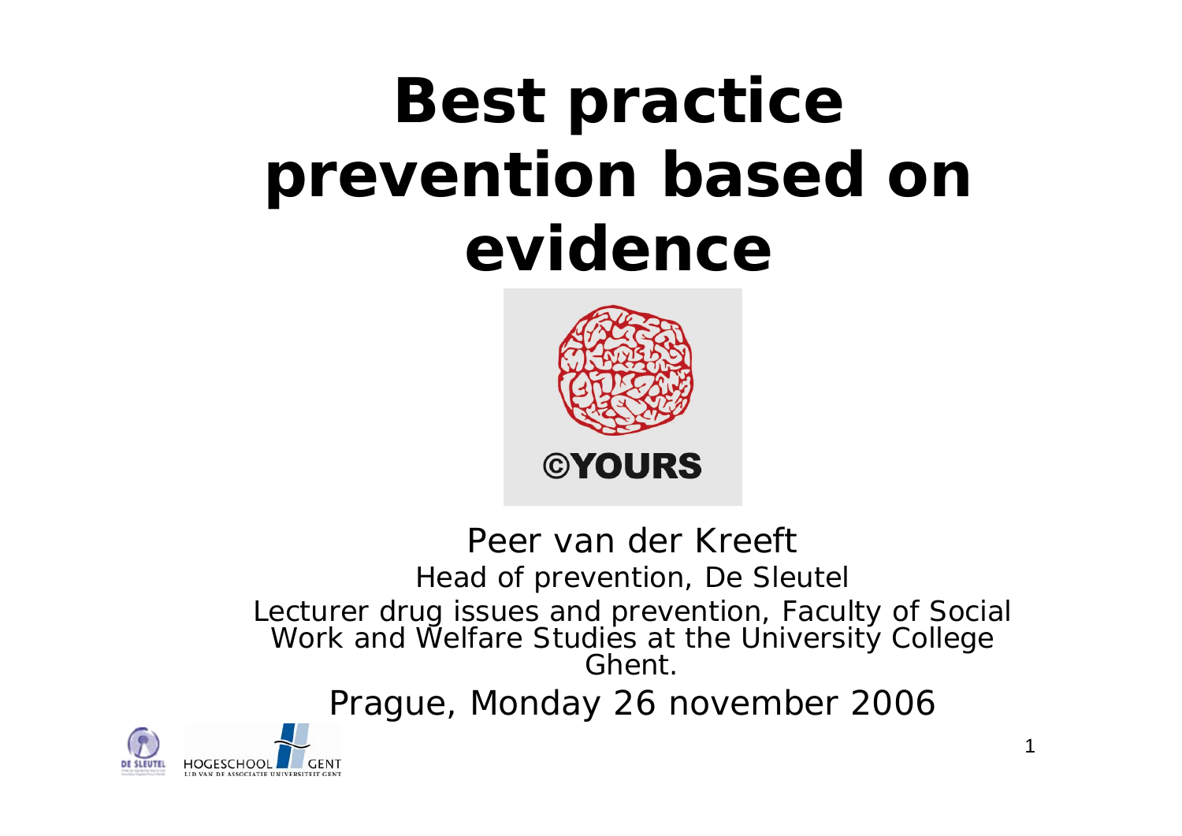# Best practice prevention based on evidence

©YOURS

Peer van der Kreeft

Head of prevention, De Sleutel

Lecturer drug issues and prevention, Faculty of Social Work and Welfare Studies at the University College Ghent.

Prague, Monday 26 november 2006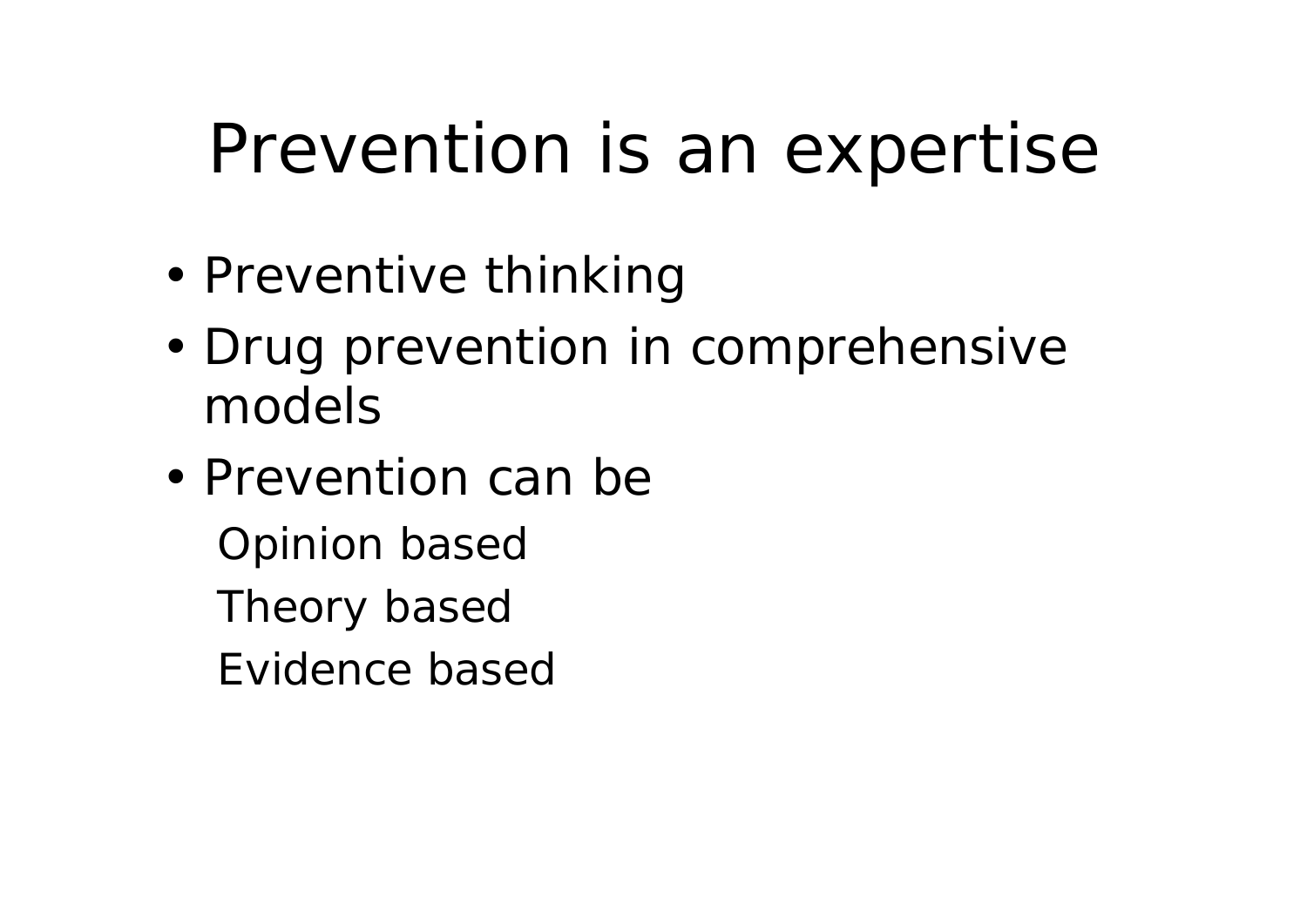# Prevention is an expertise

- Preventive thinking
- Drug prevention in comprehensive models
- Prevention can be
  - Opinion based
  - Theory based
  - Evidence based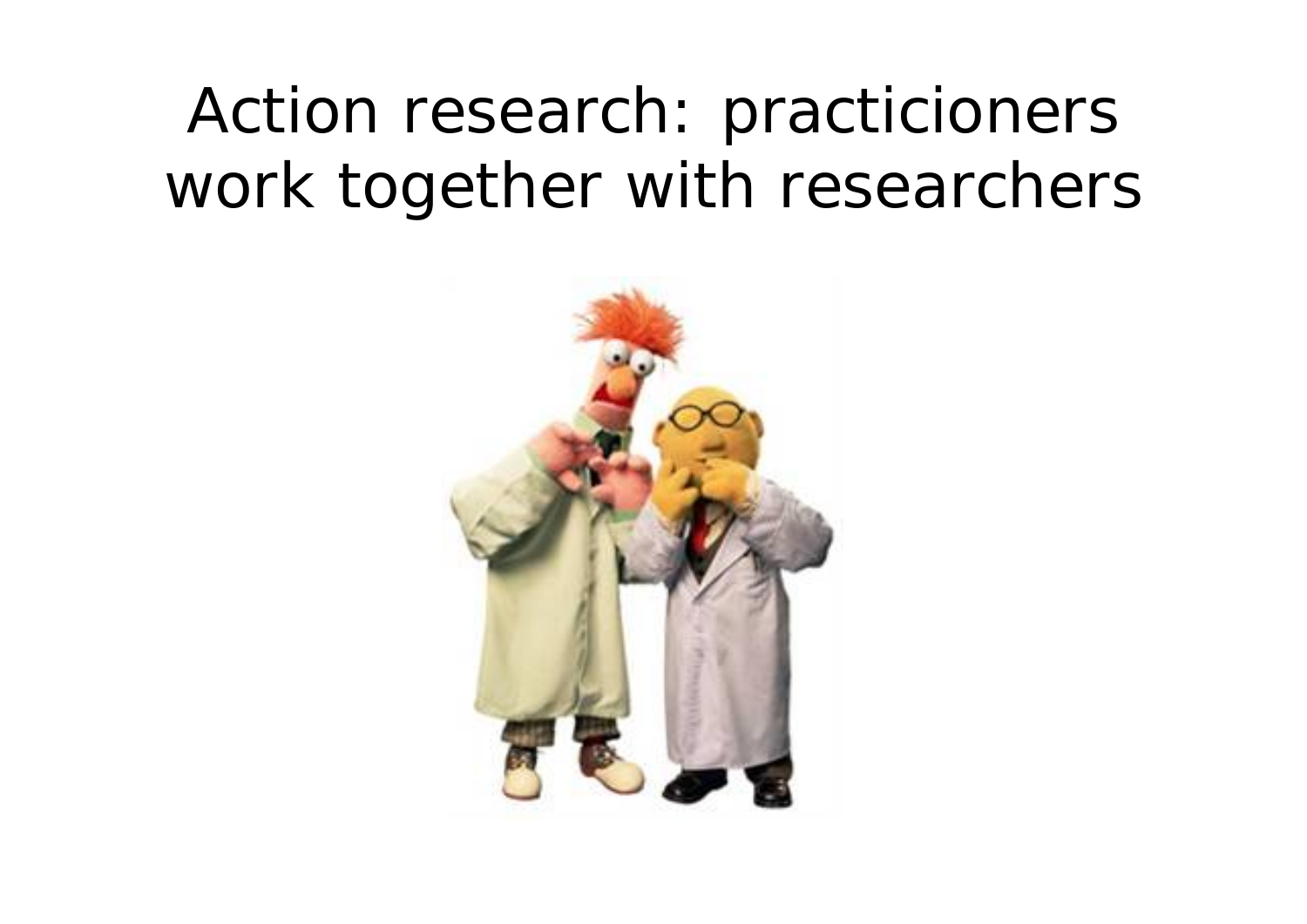# Action research: practicioners work together with researchers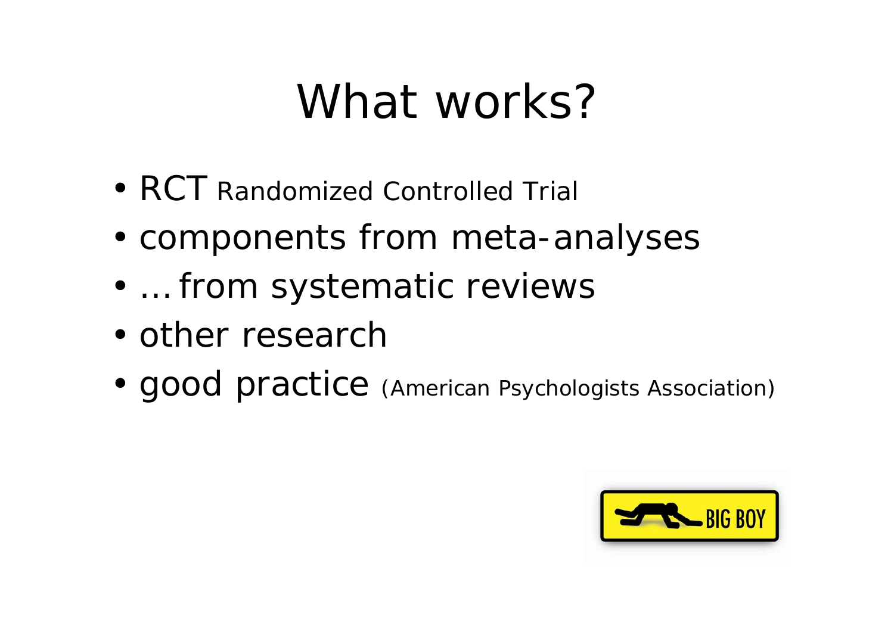# What works?

- RCT Randomized Controlled Trial
- components from meta-analyses
- … from systematic reviews
- other research
- good practice (American Psychologists Association)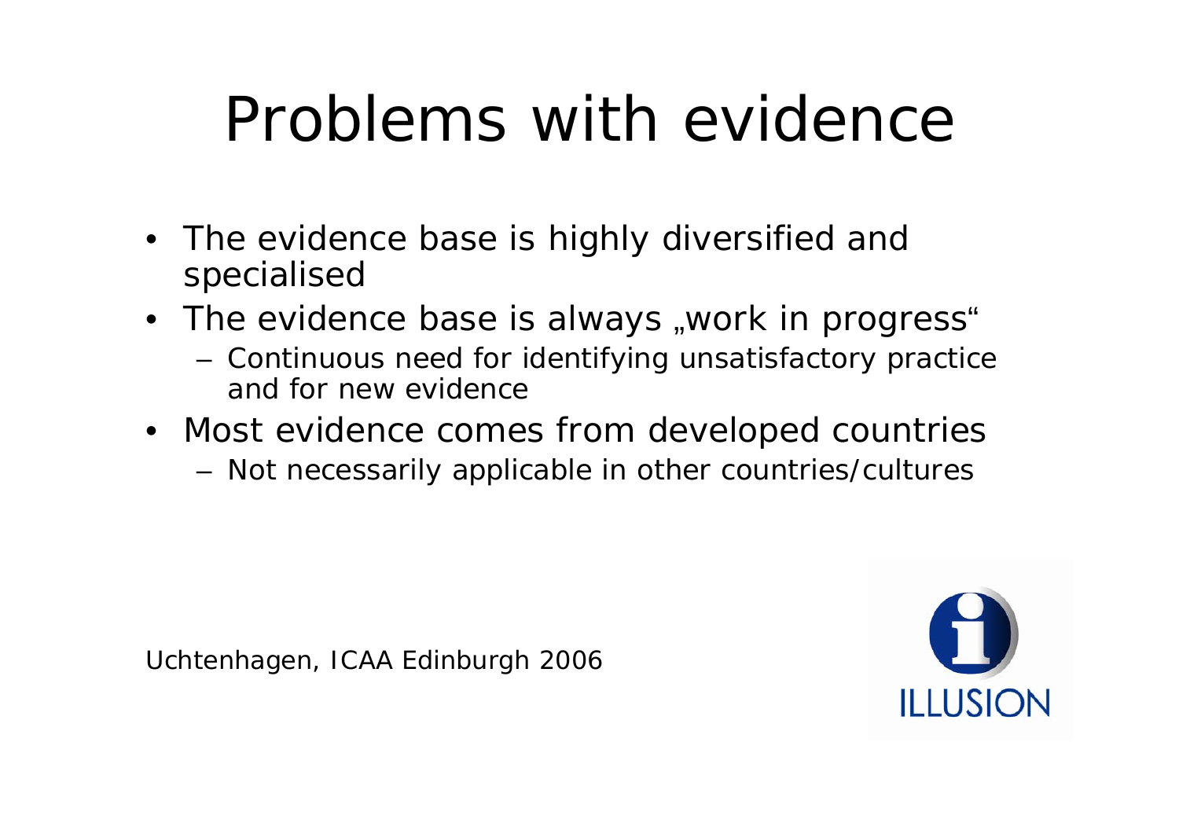# Problems with evidence

- The evidence base is highly diversified and specialised
- The evidence base is always „work in progress"
  - Continuous need for identifying unsatisfactory practice and for new evidence
- Most evidence comes from developed countries
  - Not necessarily applicable in other countries/cultures

Uchtenhagen, ICAA Edinburgh 2006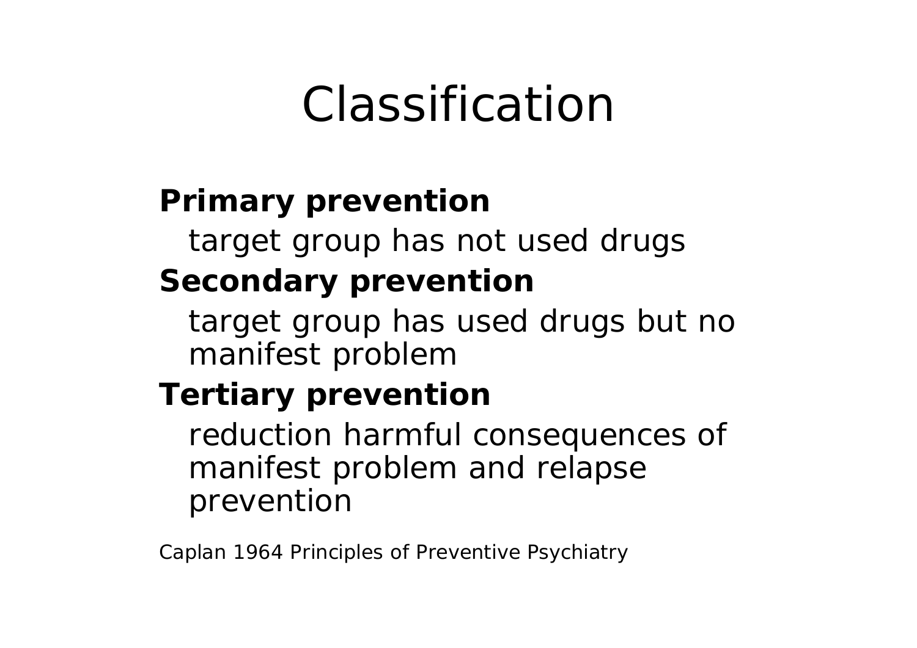# Classification

**Primary prevention**

target group has not used drugs

**Secondary prevention**

target group has used drugs but no manifest problem

**Tertiary prevention**

reduction harmful consequences of manifest problem and relapse prevention

Caplan 1964 Principles of Preventive Psychiatry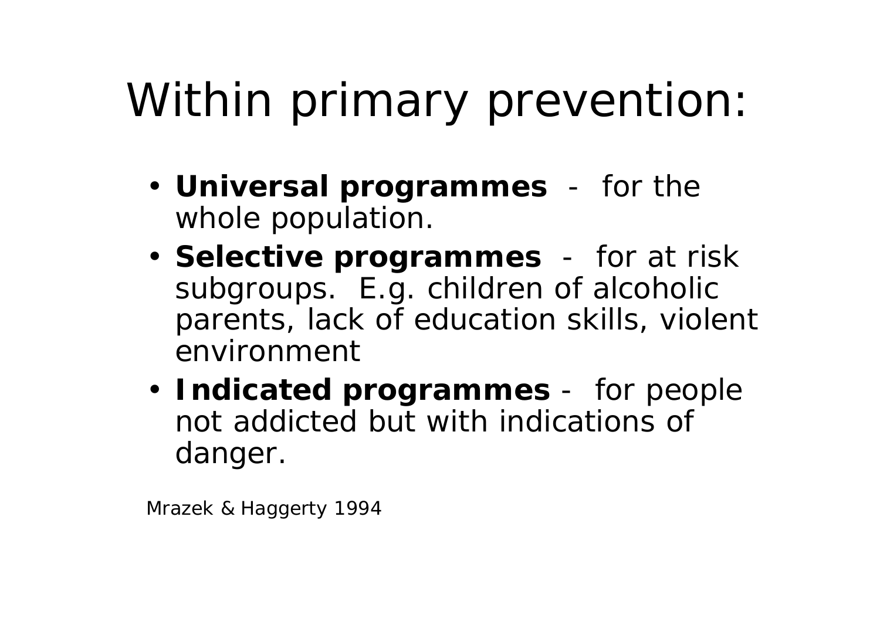# Within primary prevention:

- **Universal programmes** - for the whole population.
- **Selective programmes** - for at risk subgroups. E.g. children of alcoholic parents, lack of education skills, violent environment
- **Indicated programmes** - for people not addicted but with indications of danger.

Mrazek & Haggerty 1994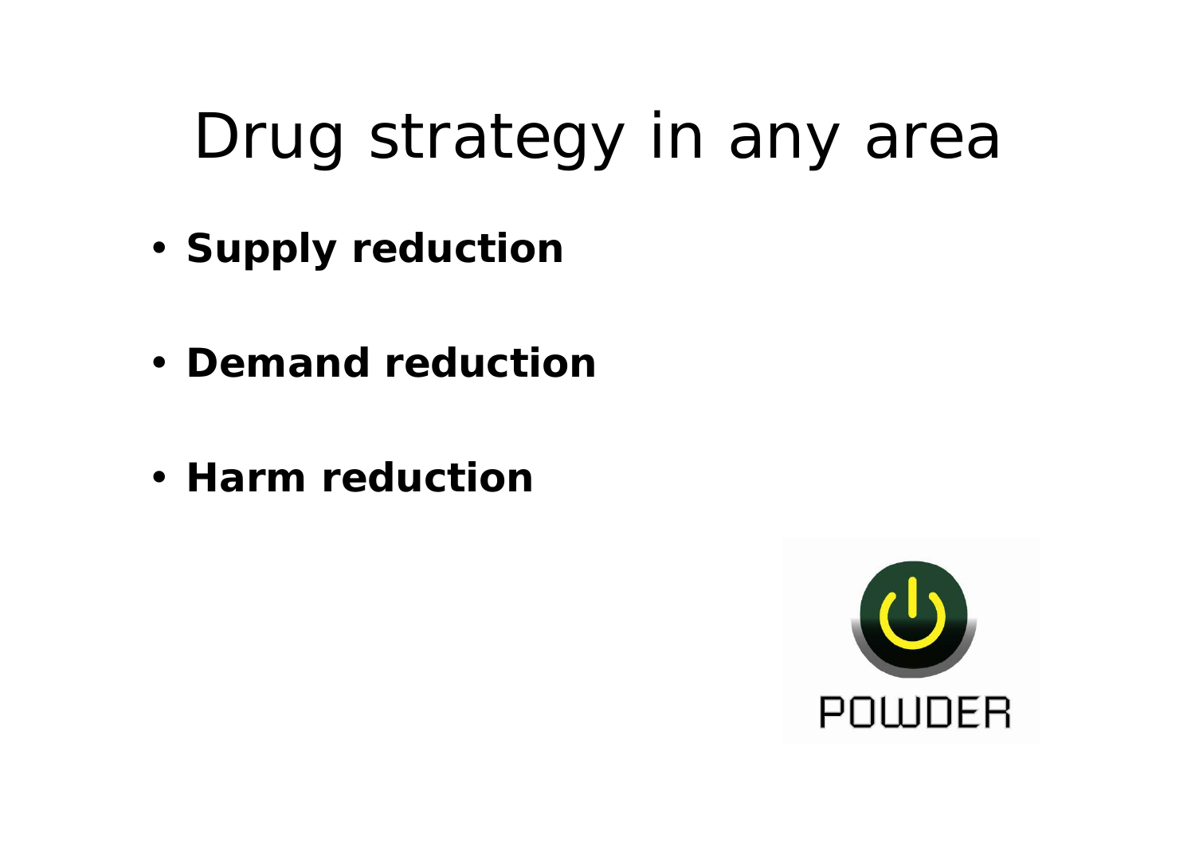# Drug strategy in any area

- **Supply reduction**
- **Demand reduction**
- **Harm reduction**

POWDER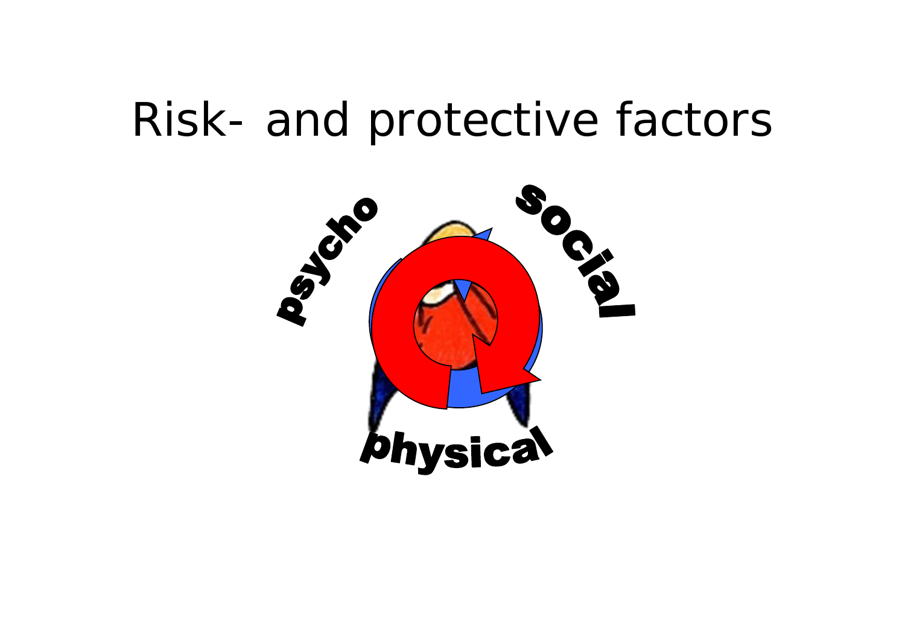# Risk- and protective factors

psycho

social

physical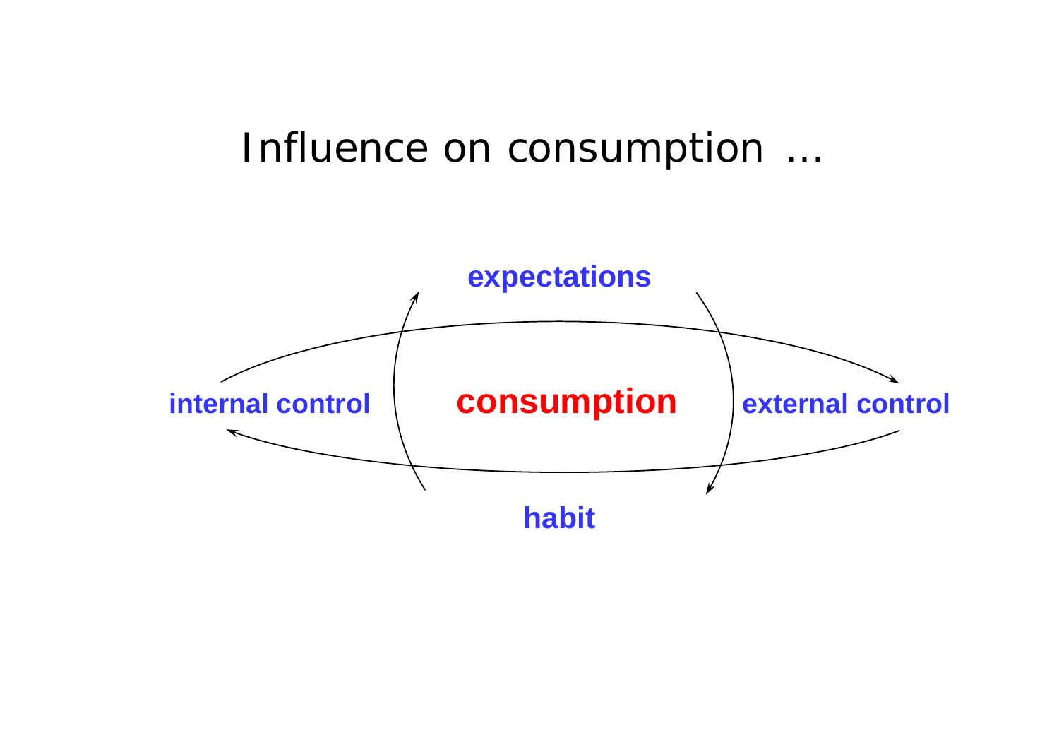# Influence on consumption ...

expectations

internal control

**consumption**

external control

habit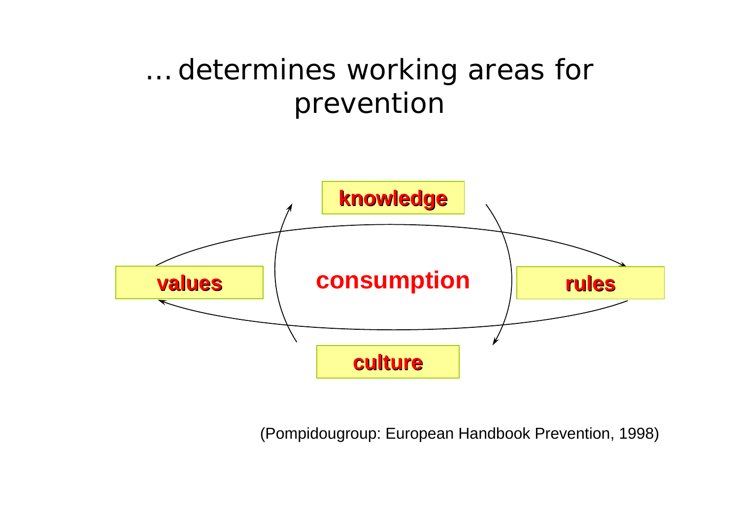# … determines working areas for prevention

knowledge

values

consumption

rules

culture

(Pompidougroup: European Handbook Prevention, 1998)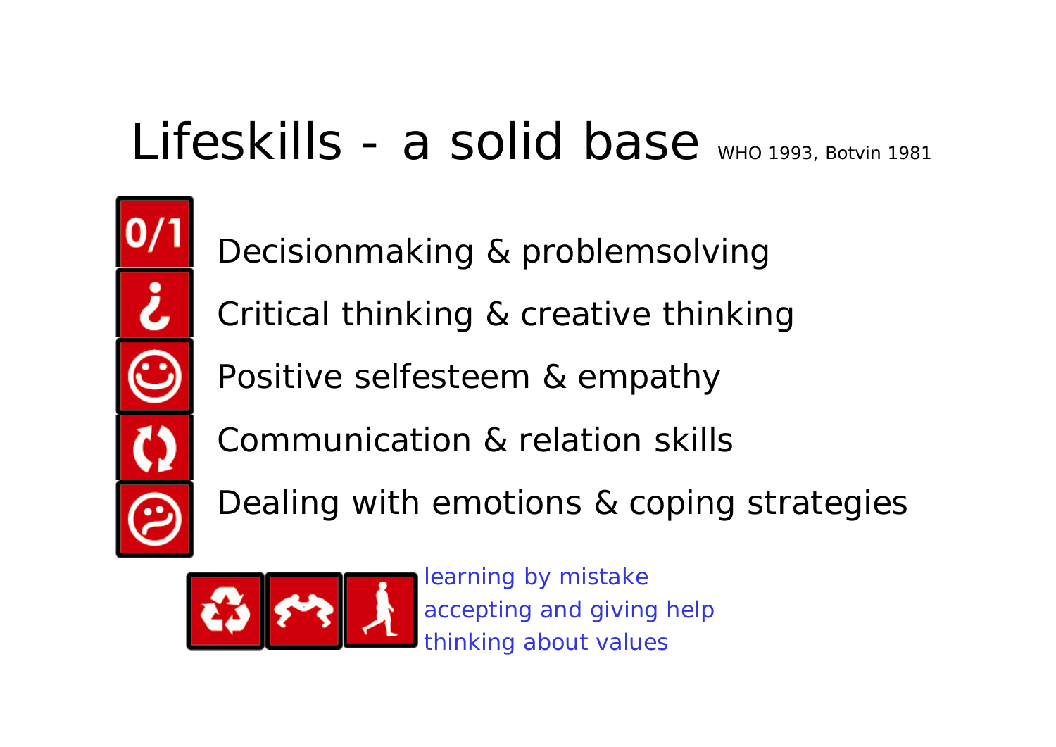# Lifeskills - a solid base

WHO 1993, Botvin 1981

- Decisionmaking & problemsolving
- Critical thinking & creative thinking
- Positive selfesteem & empathy
- Communication & relation skills
- Dealing with emotions & coping strategies

learning by mistake
accepting and giving help
thinking about values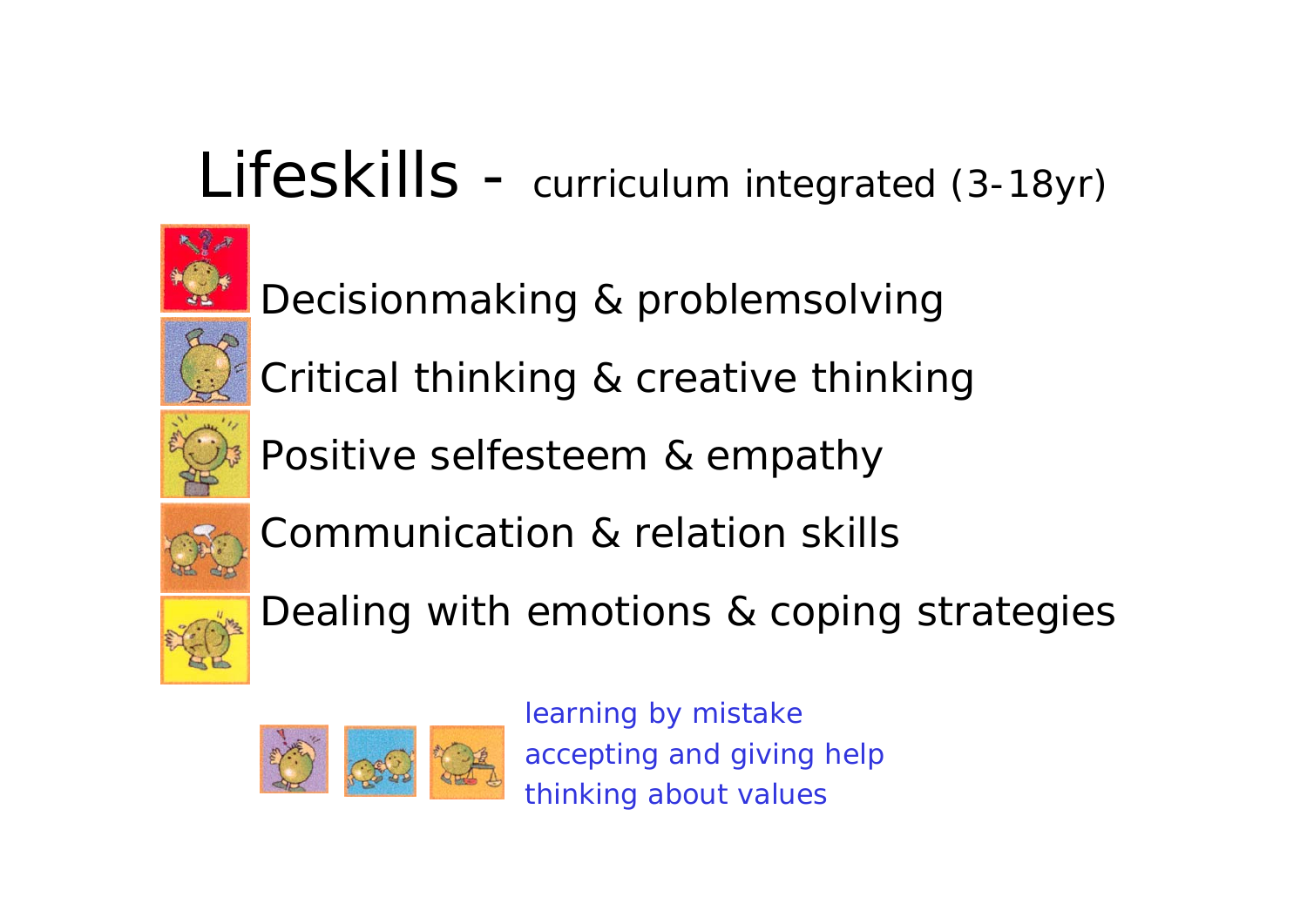# Lifeskills - curriculum integrated (3-18yr)

- Decisionmaking & problemsolving
- Critical thinking & creative thinking
- Positive selfesteem & empathy
- Communication & relation skills
- Dealing with emotions & coping strategies

learning by mistake
accepting and giving help
thinking about values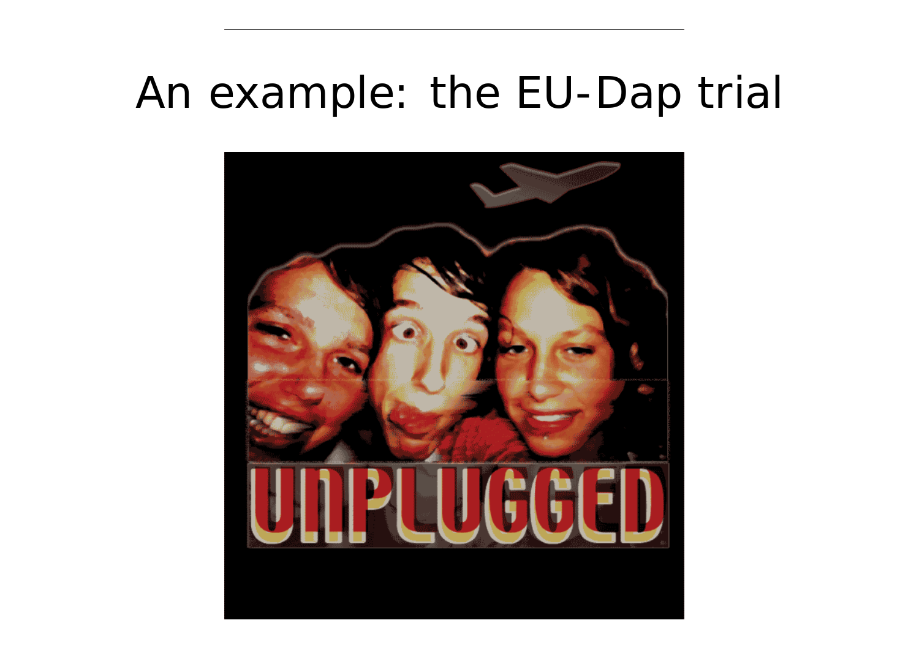# An example: the EU-Dap trial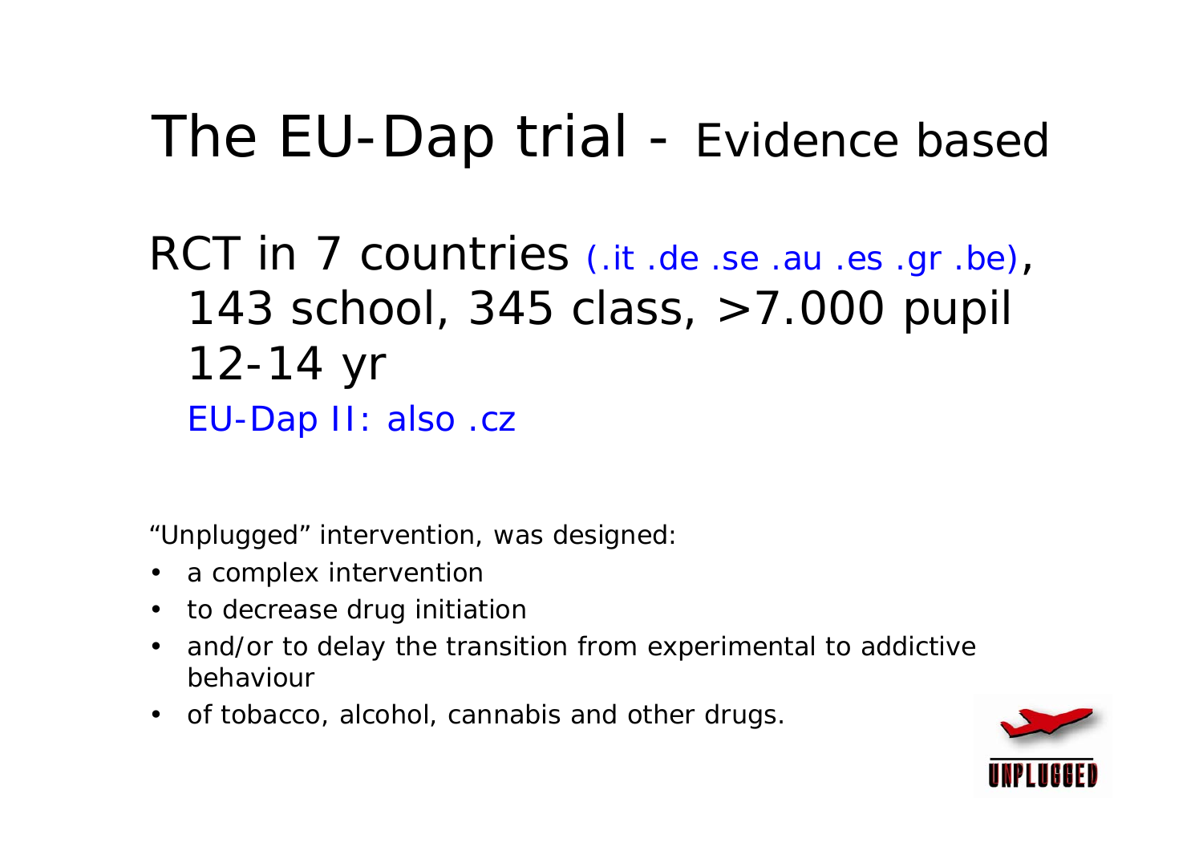# The EU-Dap trial - Evidence based

RCT in 7 countries (.it .de .se .au .es .gr .be), 143 school, 345 class, >7.000 pupil 12-14 yr

EU-Dap II: also .cz

“Unplugged” intervention, was designed:

- a complex intervention
- to decrease drug initiation
- and/or to delay the transition from experimental to addictive behaviour
- of tobacco, alcohol, cannabis and other drugs.

UNPLUGGED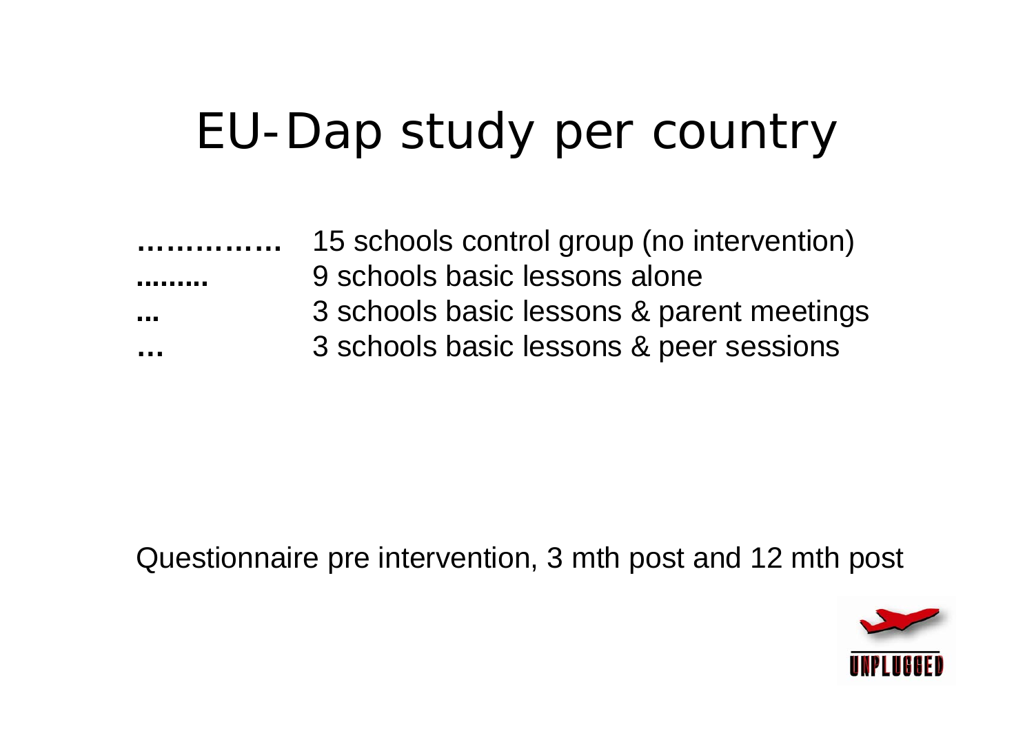# EU-Dap study per country

…………… 15 schools control group (no intervention)
......... 9 schools basic lessons alone
... 3 schools basic lessons & parent meetings
… 3 schools basic lessons & peer sessions

Questionnaire pre intervention, 3 mth post and 12 mth post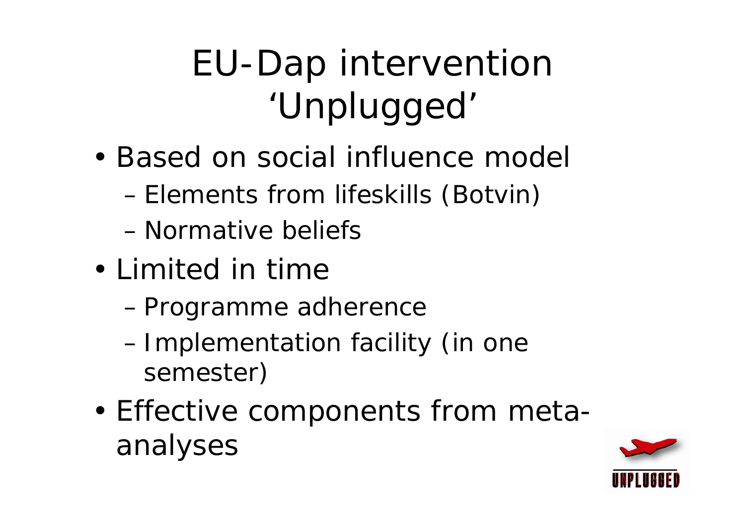# EU-Dap intervention 'Unplugged'

- Based on social influence model
  - Elements from lifeskills (Botvin)
  - Normative beliefs
- Limited in time
  - Programme adherence
  - Implementation facility (in one semester)
- Effective components from meta-analyses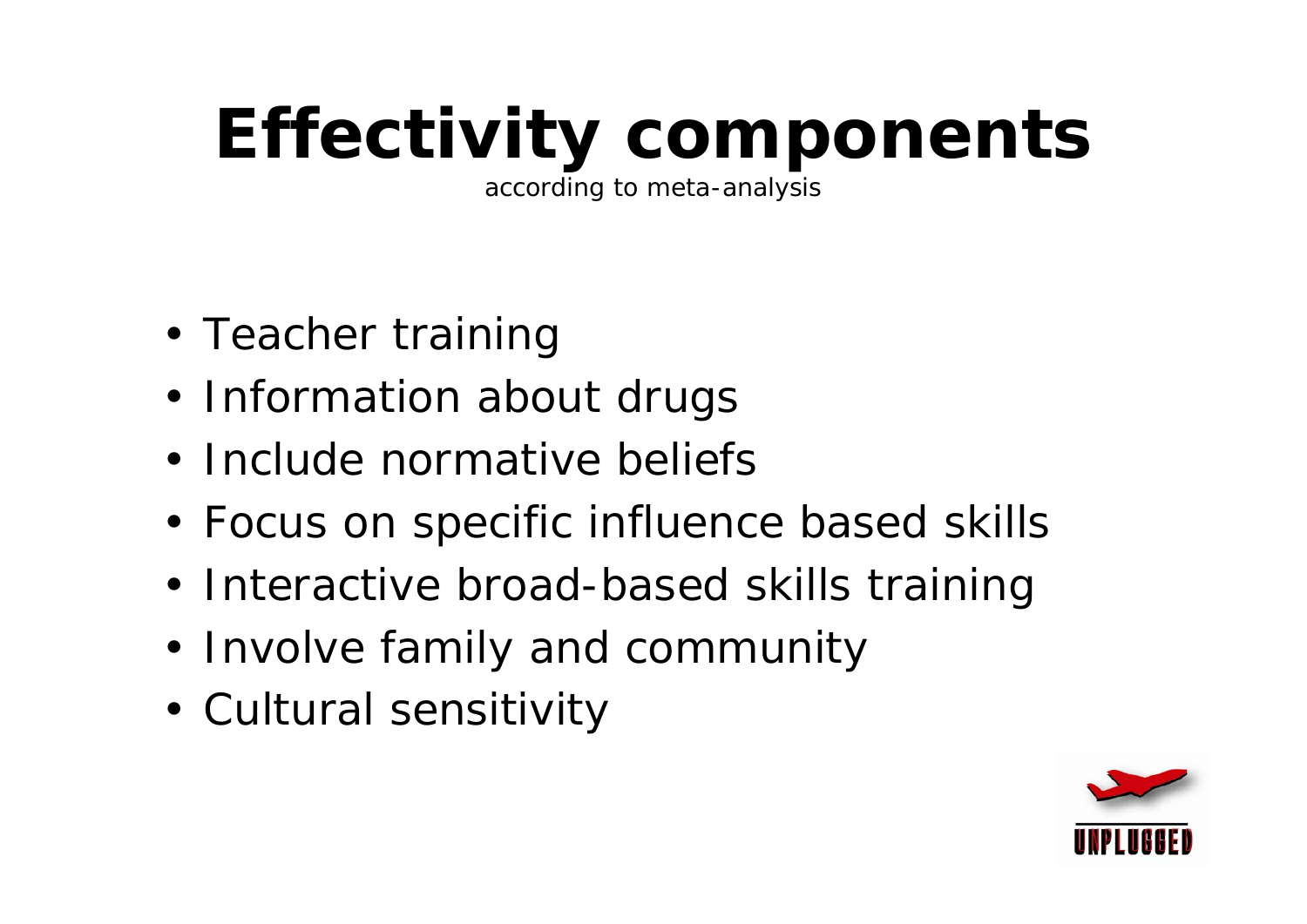# Effectivity components

according to meta-analysis

- Teacher training
- Information about drugs
- Include normative beliefs
- Focus on specific influence based skills
- Interactive broad-based skills training
- Involve family and community
- Cultural sensitivity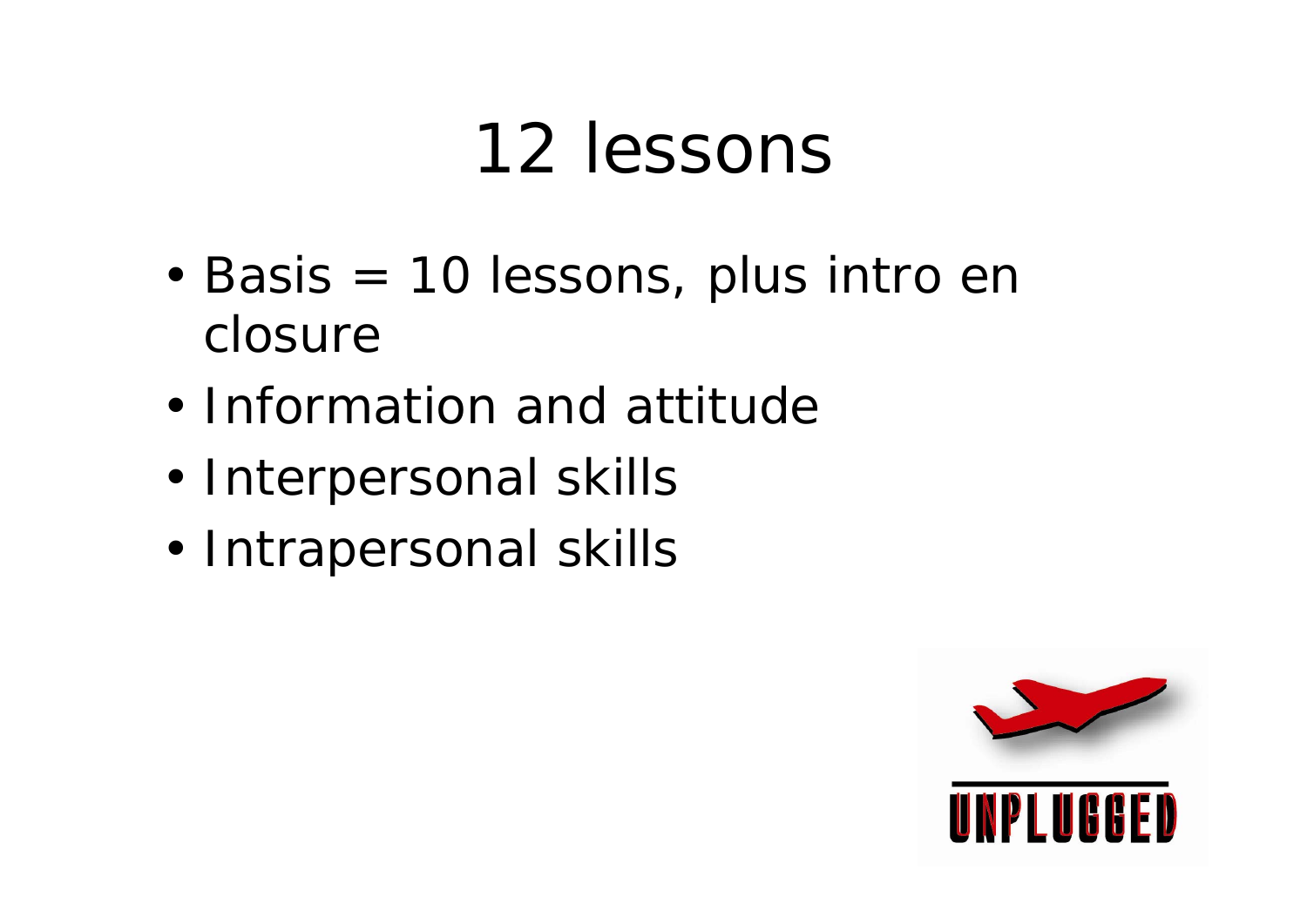# 12 lessons

- Basis = 10 lessons, plus intro en closure
- Information and attitude
- Interpersonal skills
- Intrapersonal skills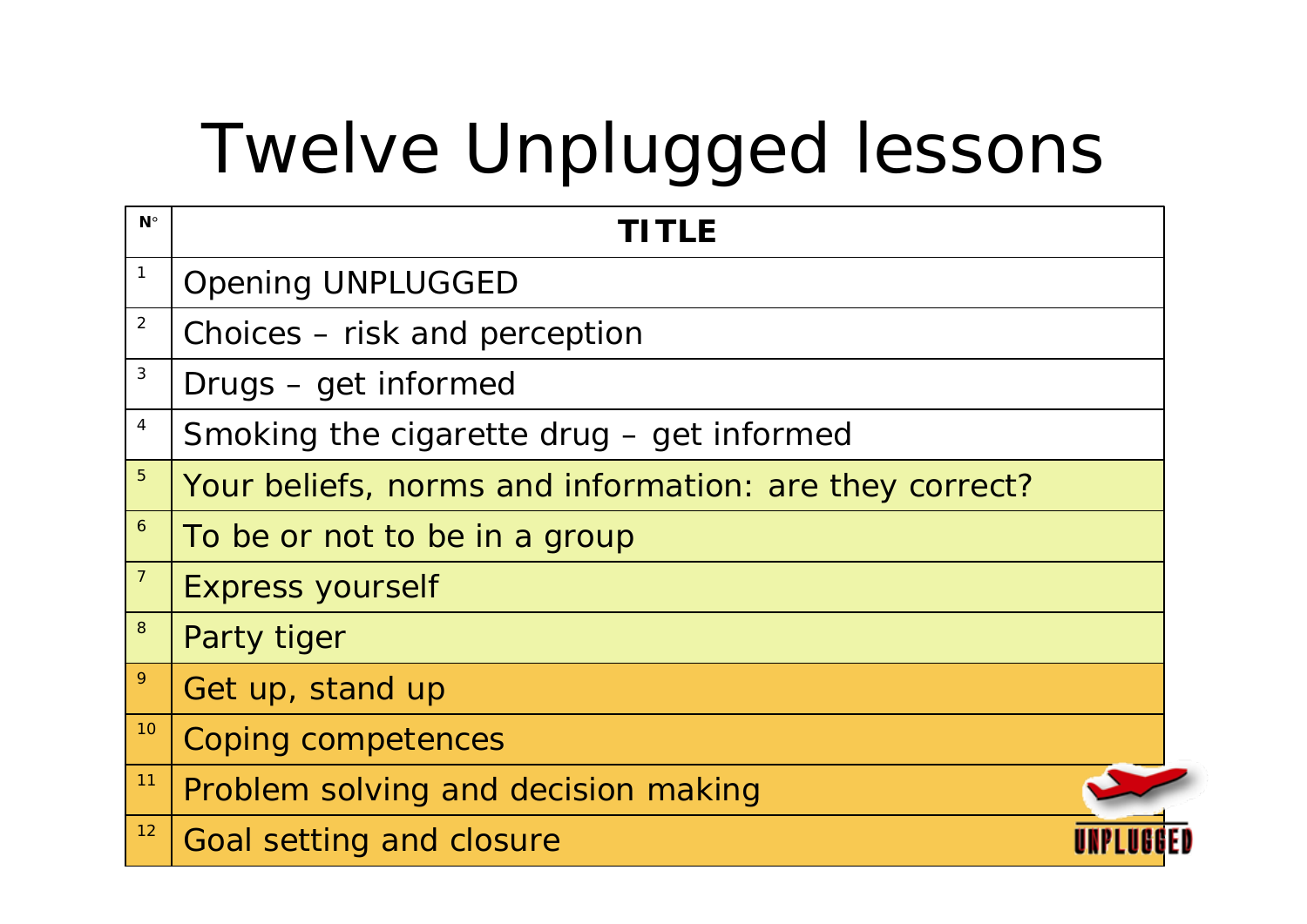# Twelve Unplugged lessons

| N° | TITLE |
|---|---|
| 1 | Opening UNPLUGGED |
| 2 | Choices – risk and perception |
| 3 | Drugs – get informed |
| 4 | Smoking the cigarette drug – get informed |
| 5 | Your beliefs, norms and information: are they correct? |
| 6 | To be or not to be in a group |
| 7 | Express yourself |
| 8 | Party tiger |
| 9 | Get up, stand up |
| 10 | Coping competences |
| 11 | Problem solving and decision making |
| 12 | Goal setting and closure |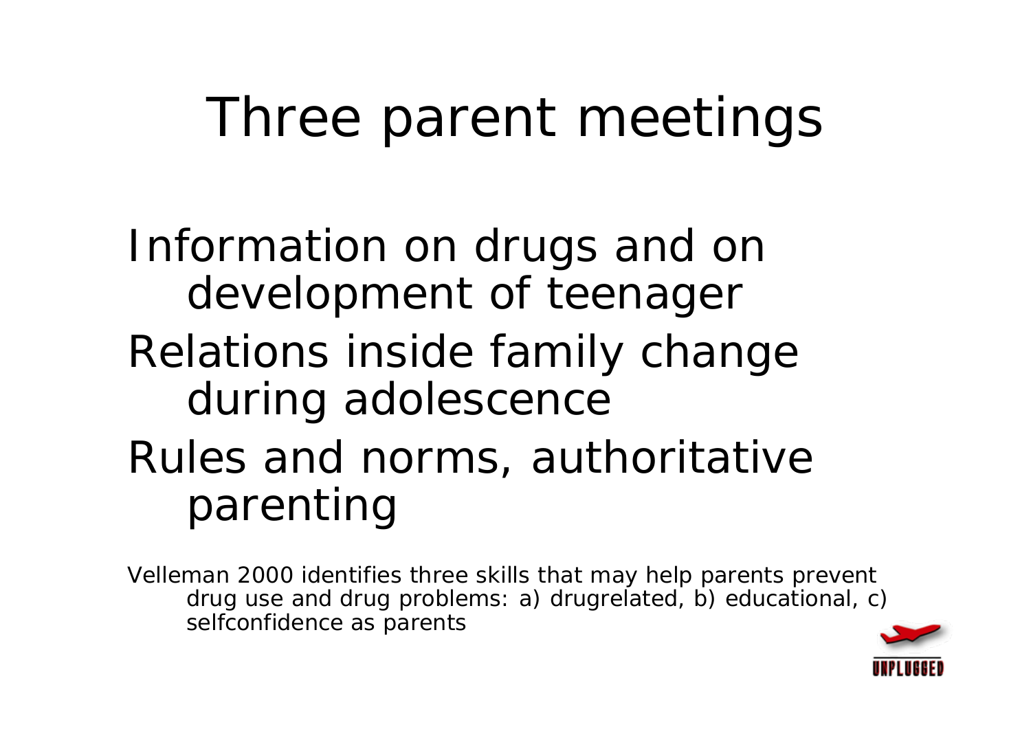# Three parent meetings

- Information on drugs and on development of teenager
- Relations inside family change during adolescence
- Rules and norms, authoritative parenting

Velleman 2000 identifies three skills that may help parents prevent drug use and drug problems: a) drugrelated, b) educational, c) selfconfidence as parents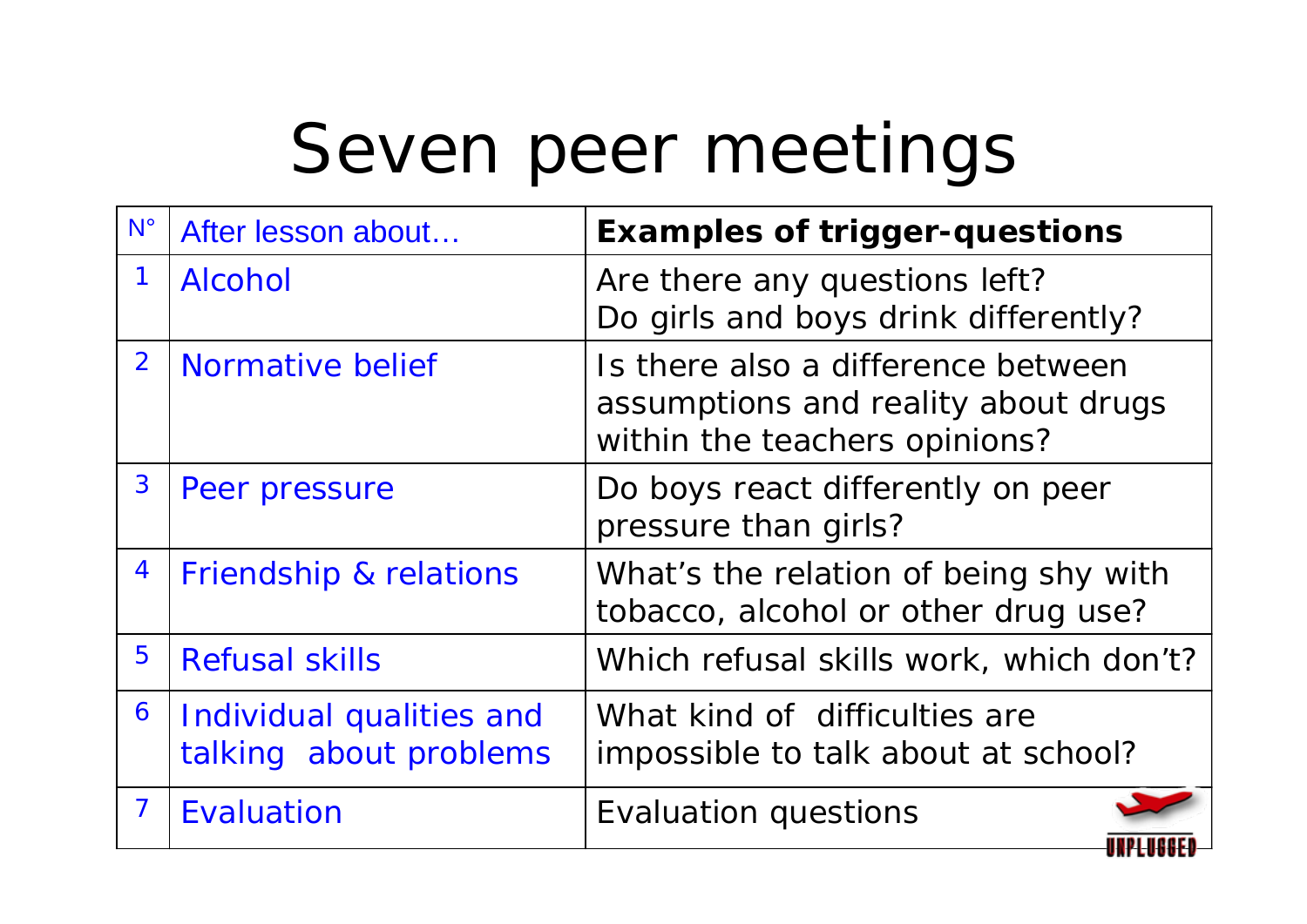# Seven peer meetings

| N° | After lesson about… | **Examples of trigger-questions** |
|---|---|---|
| 1 | Alcohol | Are there any questions left?<br>Do girls and boys drink differently? |
| 2 | Normative belief | Is there also a difference between assumptions and reality about drugs within the teachers opinions? |
| 3 | Peer pressure | Do boys react differently on peer pressure than girls? |
| 4 | Friendship & relations | What's the relation of being shy with tobacco, alcohol or other drug use? |
| 5 | Refusal skills | Which refusal skills work, which don't? |
| 6 | Individual qualities and talking about problems | What kind of difficulties are impossible to talk about at school? |
| 7 | Evaluation | Evaluation questions |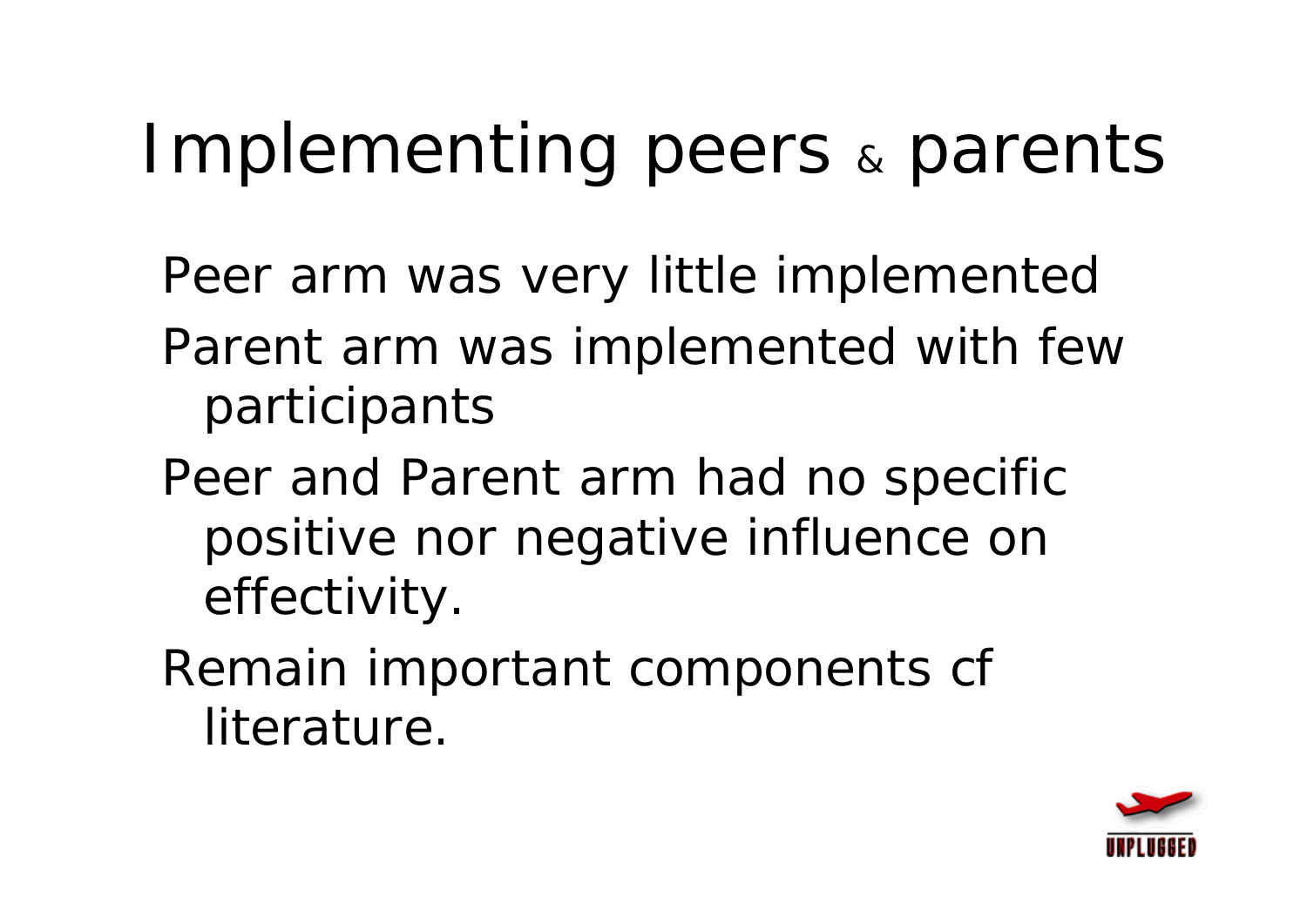# Implementing peers & parents

- Peer arm was very little implemented
- Parent arm was implemented with few participants
- Peer and Parent arm had no specific positive nor negative influence on effectivity.
- Remain important components cf literature.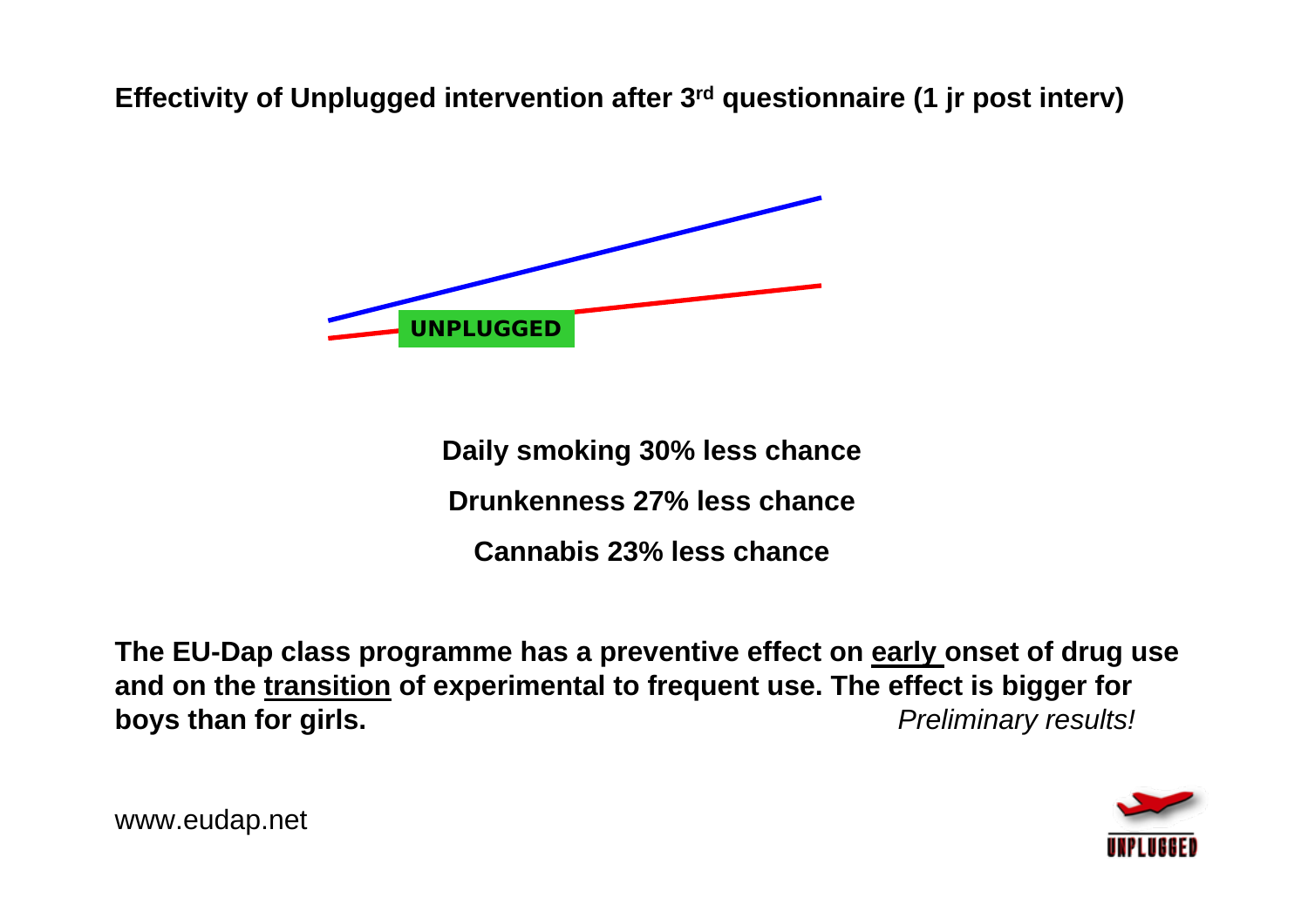**Effectivity of Unplugged intervention after 3rd questionnaire (1 jr post interv)**

UNPLUGGED

**Daily smoking 30% less chance**

**Drunkenness 27% less chance**

**Cannabis 23% less chance**

**The EU-Dap class programme has a preventive effect on early onset of drug use and on the transition of experimental to frequent use. The effect is bigger for boys than for girls.** *Preliminary results!*

www.eudap.net

UNPLUGGED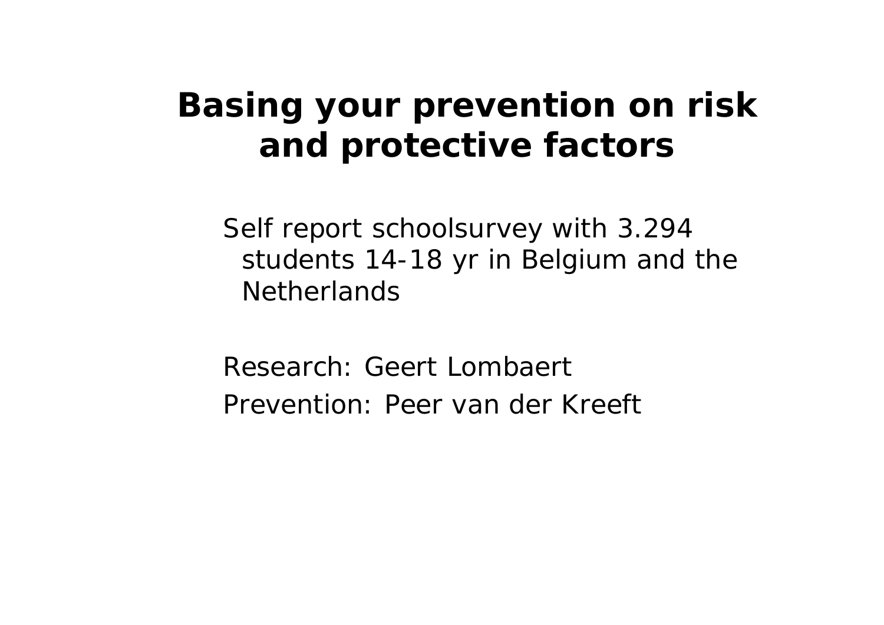# Basing your prevention on risk and protective factors

Self report schoolsurvey with 3.294 students 14-18 yr in Belgium and the Netherlands

Research: Geert Lombaert

Prevention: Peer van der Kreeft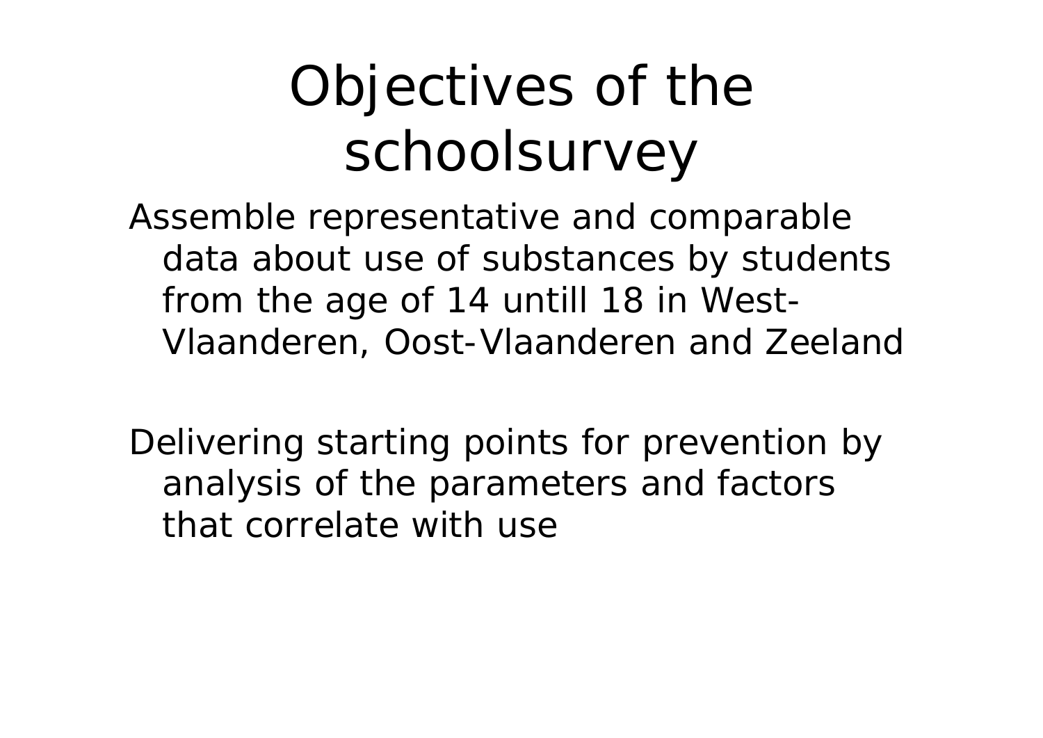# Objectives of the schoolsurvey

Assemble representative and comparable data about use of substances by students from the age of 14 untill 18 in West-Vlaanderen, Oost-Vlaanderen and Zeeland

Delivering starting points for prevention by analysis of the parameters and factors that correlate with use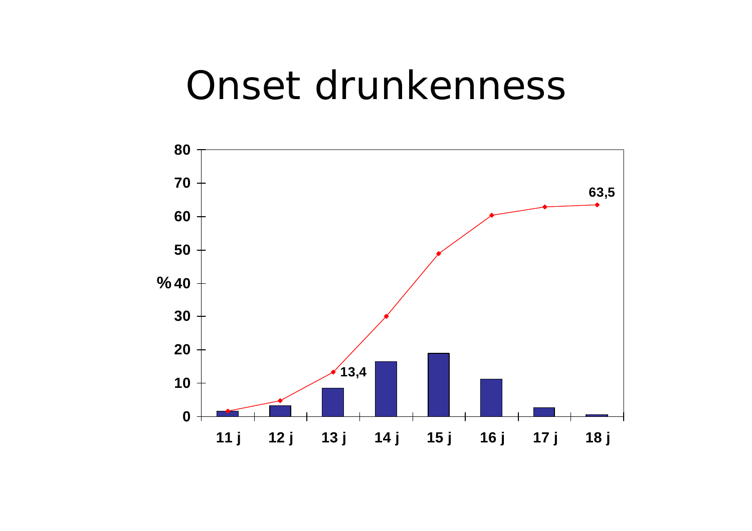# Onset drunkenness

80
70
60
50
% 40
30
20
10
0

63,5

13,4

11 j 12 j 13 j 14 j 15 j 16 j 17 j 18 j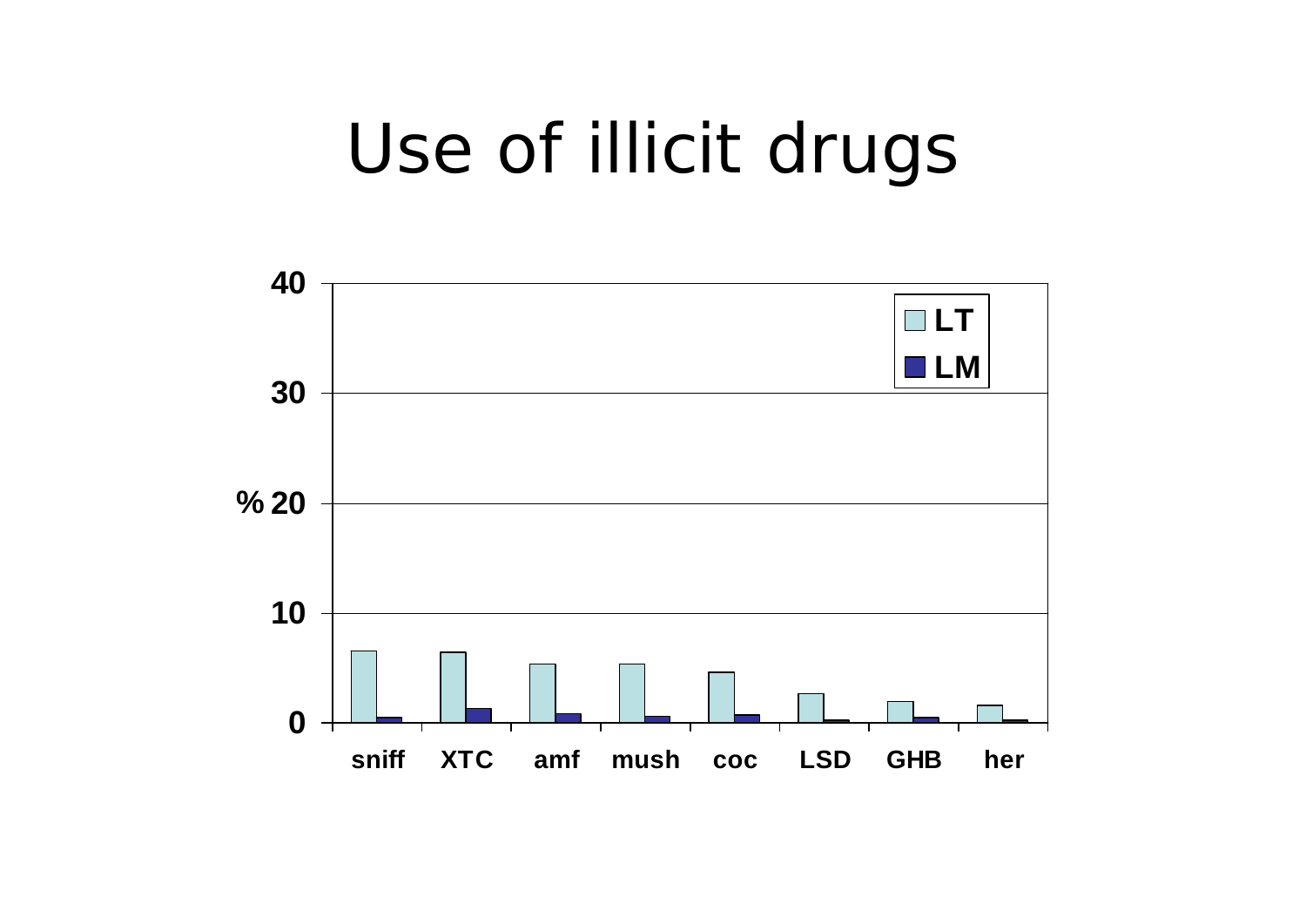# Use of illicit drugs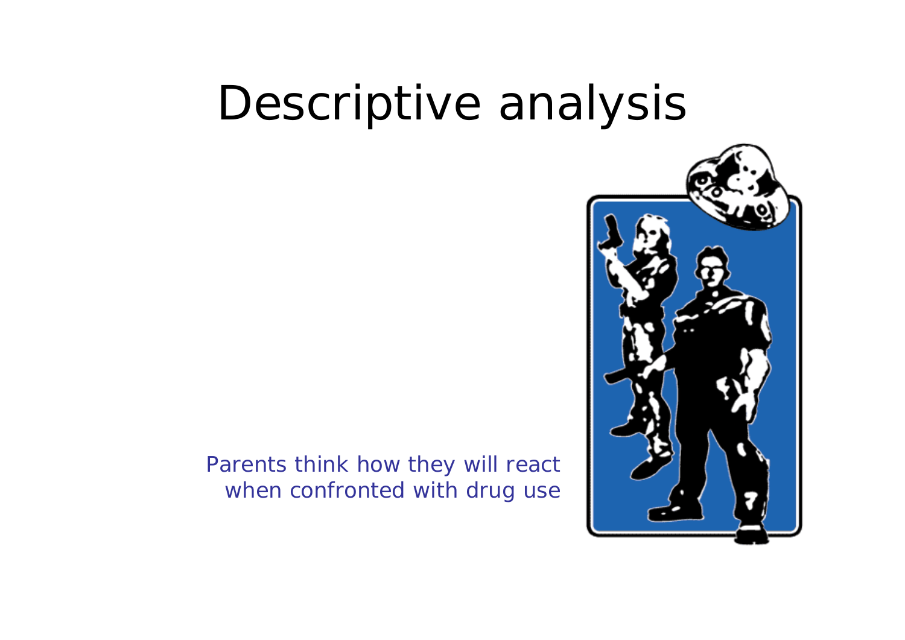# Descriptive analysis

Parents think how they will react when confronted with drug use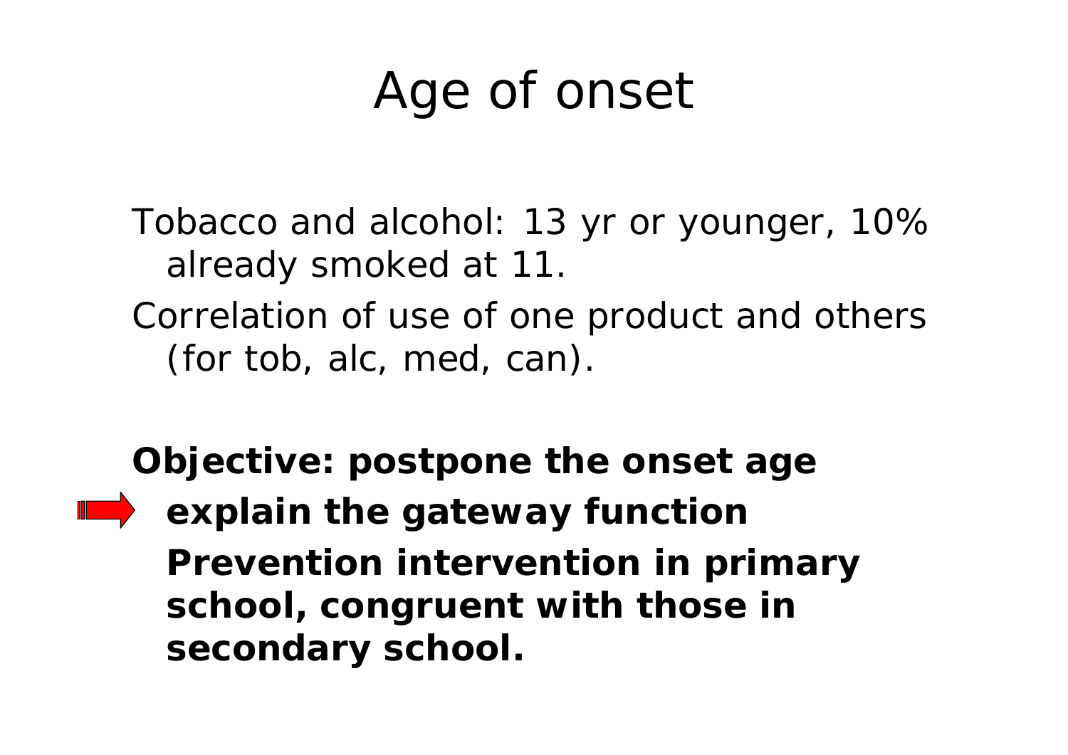# Age of onset

Tobacco and alcohol: 13 yr or younger, 10% already smoked at 11.

Correlation of use of one product and others (for tob, alc, med, can).

**Objective: postpone the onset age**

- **explain the gateway function**

**Prevention intervention in primary school, congruent with those in secondary school.**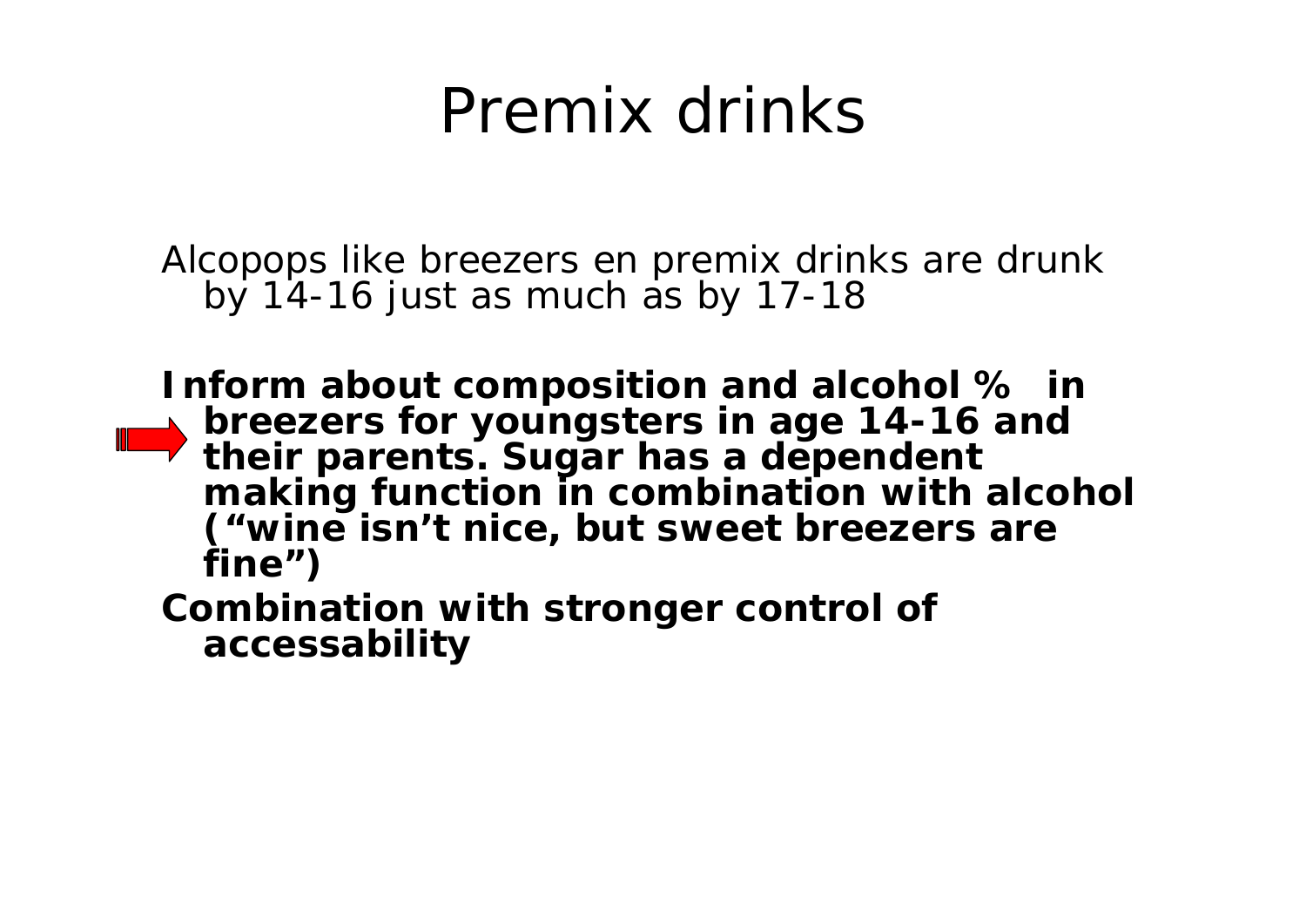# Premix drinks

Alcopops like breezers en premix drinks are drunk by 14-16 just as much as by 17-18

**Inform about composition and alcohol % in breezers for youngsters in age 14-16 and their parents. Sugar has a dependent making function in combination with alcohol ("wine isn't nice, but sweet breezers are fine")**

**Combination with stronger control of accessability**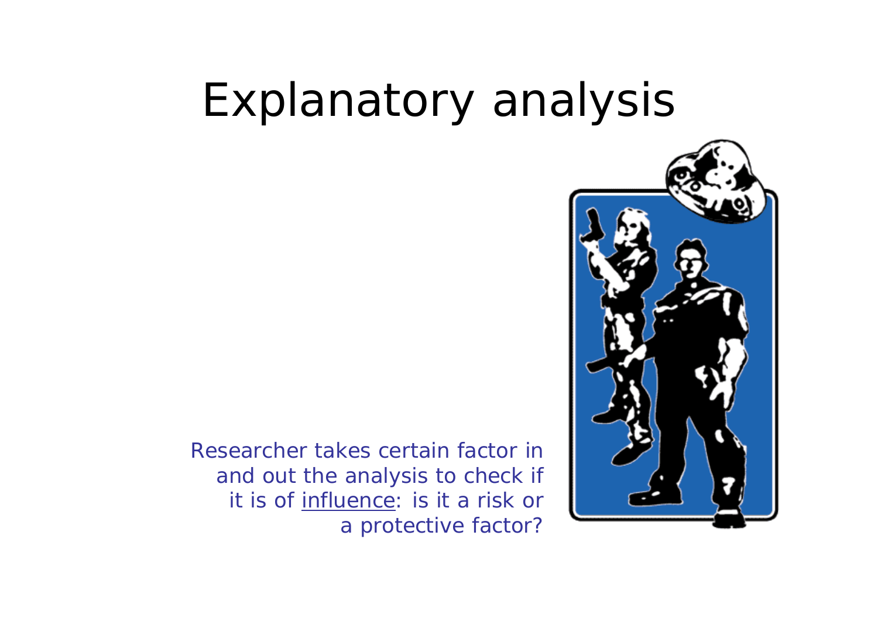# Explanatory analysis

Researcher takes certain factor in and out the analysis to check if it is of <u>influence</u>: is it a risk or a protective factor?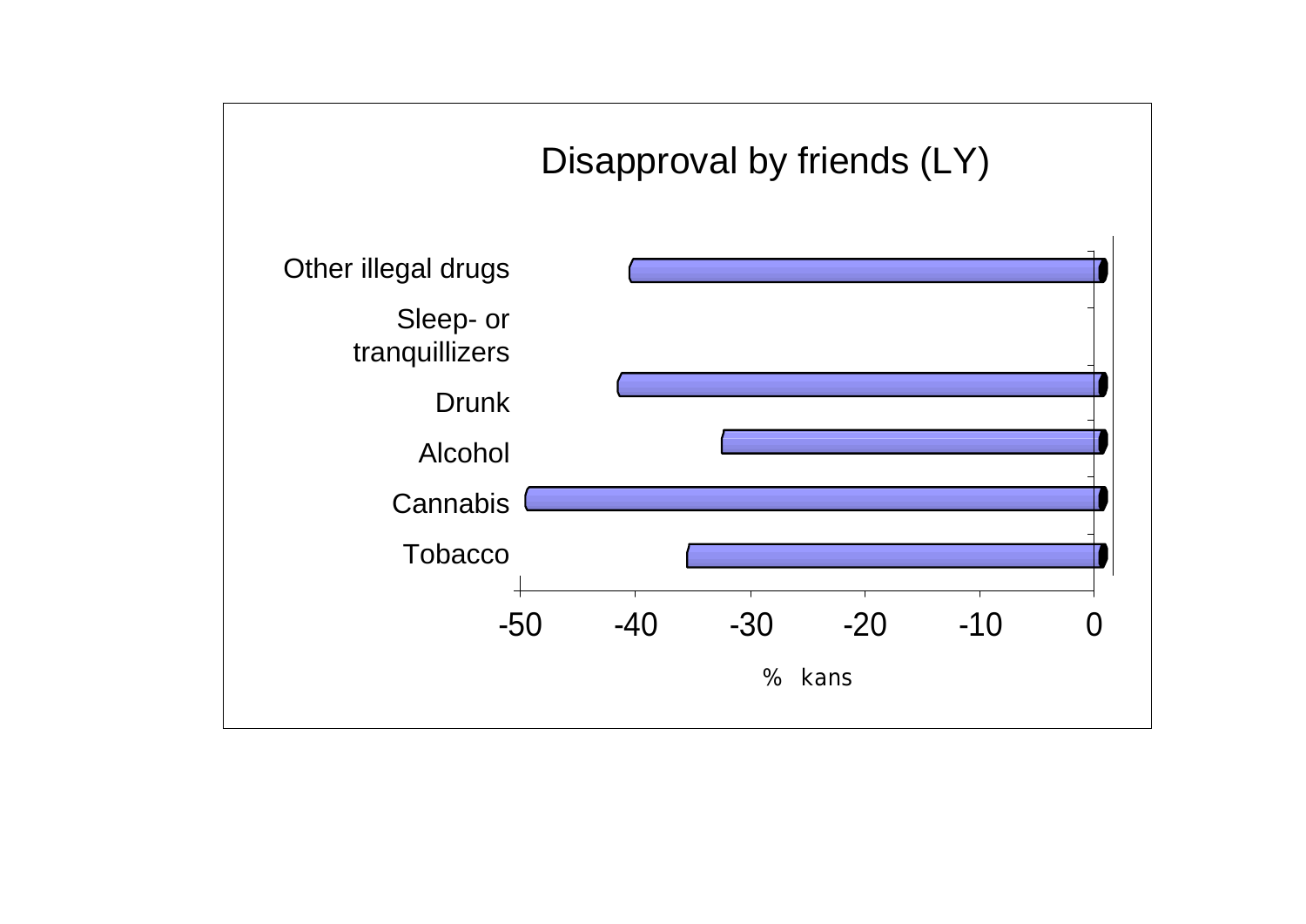Disapproval by friends (LY)

| Category | % kans |
|---|---|
| Other illegal drugs | -40.5 |
| Sleep- or tranquillizers | |
| Drunk | -41.5 |
| Alcohol | -32.5 |
| Cannabis | -49.5 |
| Tobacco | -35.5 |

% kans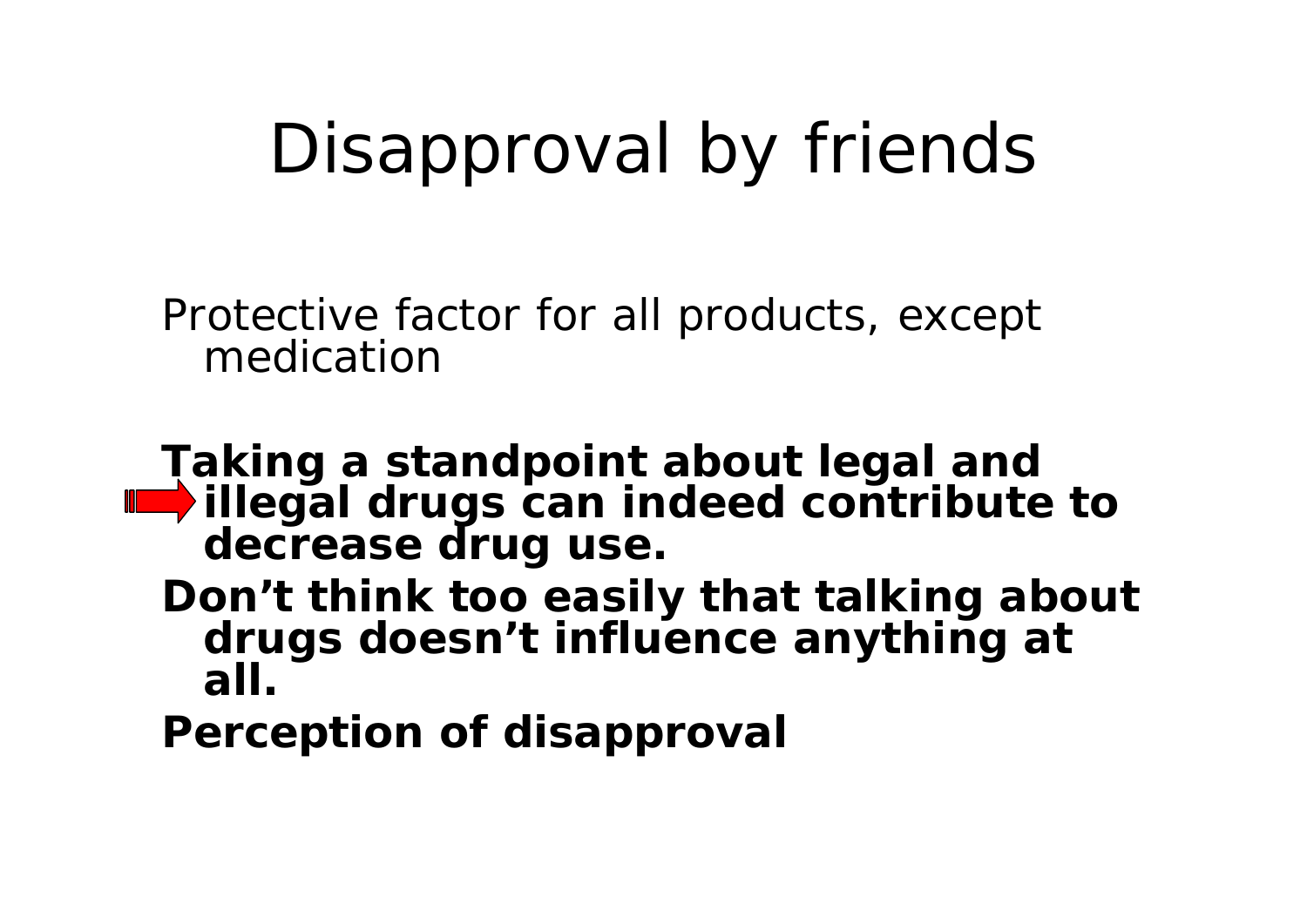# Disapproval by friends

Protective factor for all products, except medication

**Taking a standpoint about legal and illegal drugs can indeed contribute to decrease drug use.**

**Don’t think too easily that talking about drugs doesn’t influence anything at all.**

**Perception of disapproval**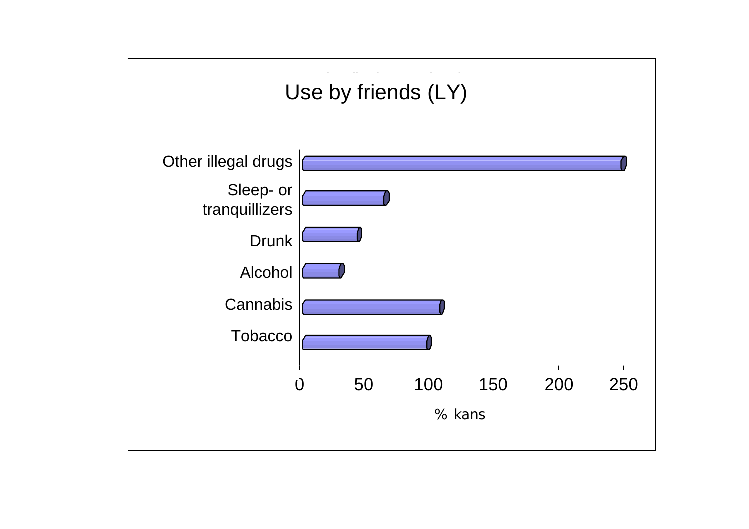# Use by friends (LY)

| Category | % kans |
|---|---|
| Other illegal drugs | ~250 |
| Sleep- or tranquillizers | ~68 |
| Drunk | ~46 |
| Alcohol | ~32 |
| Cannabis | ~110 |
| Tobacco | ~100 |

% kans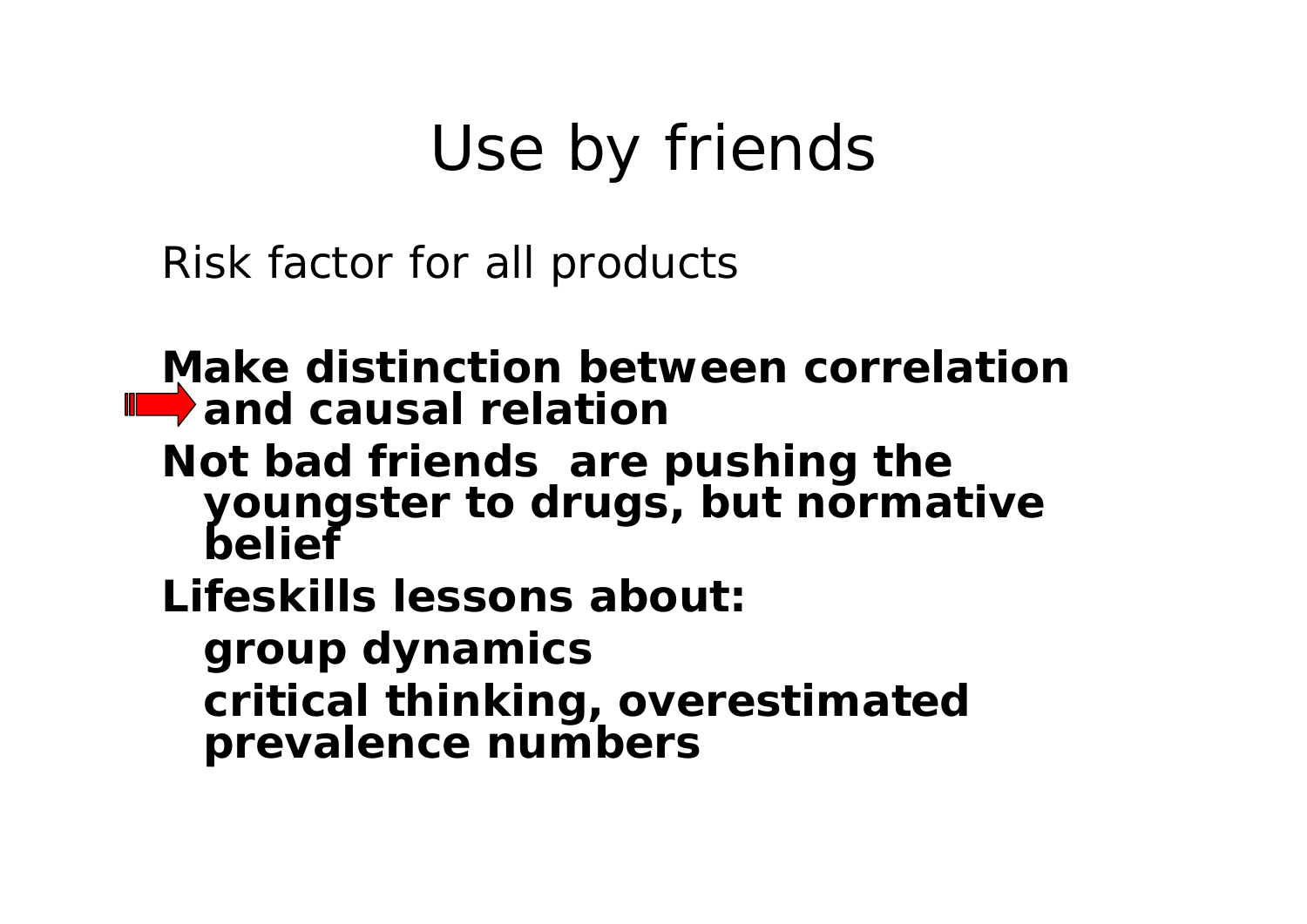# Use by friends

Risk factor for all products

**Make distinction between correlation and causal relation**

**Not bad friends are pushing the youngster to drugs, but normative belief**

**Lifeskills lessons about:**

- **group dynamics**
- **critical thinking, overestimated prevalence numbers**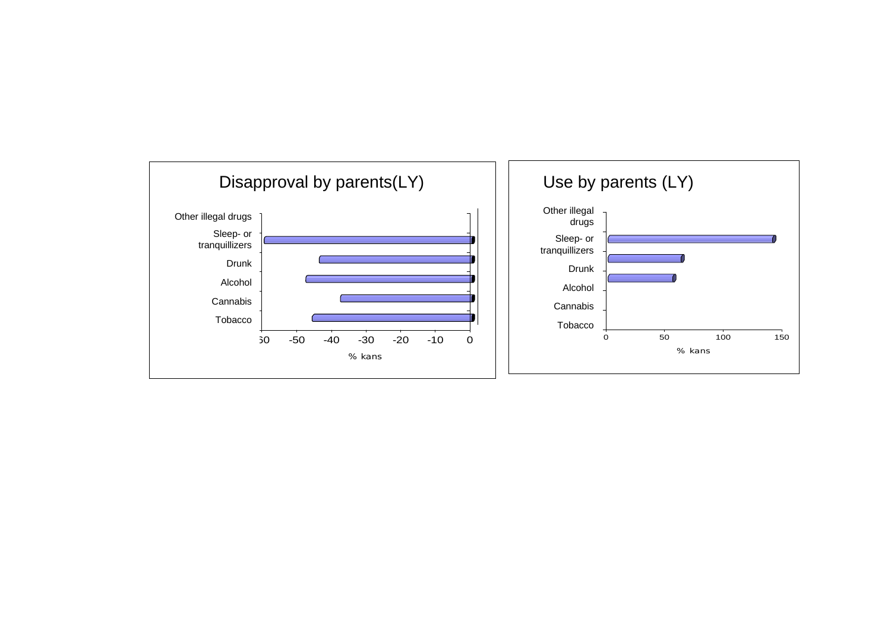Disapproval by parents(LY)

Other illegal drugs
Sleep- or tranquillizers
Drunk
Alcohol
Cannabis
Tobacco

-60 -50 -40 -30 -20 -10 0

% kans

Use by parents (LY)

Other illegal drugs
Sleep- or tranquillizers
Drunk
Alcohol
Cannabis
Tobacco

0 50 100 150

% kans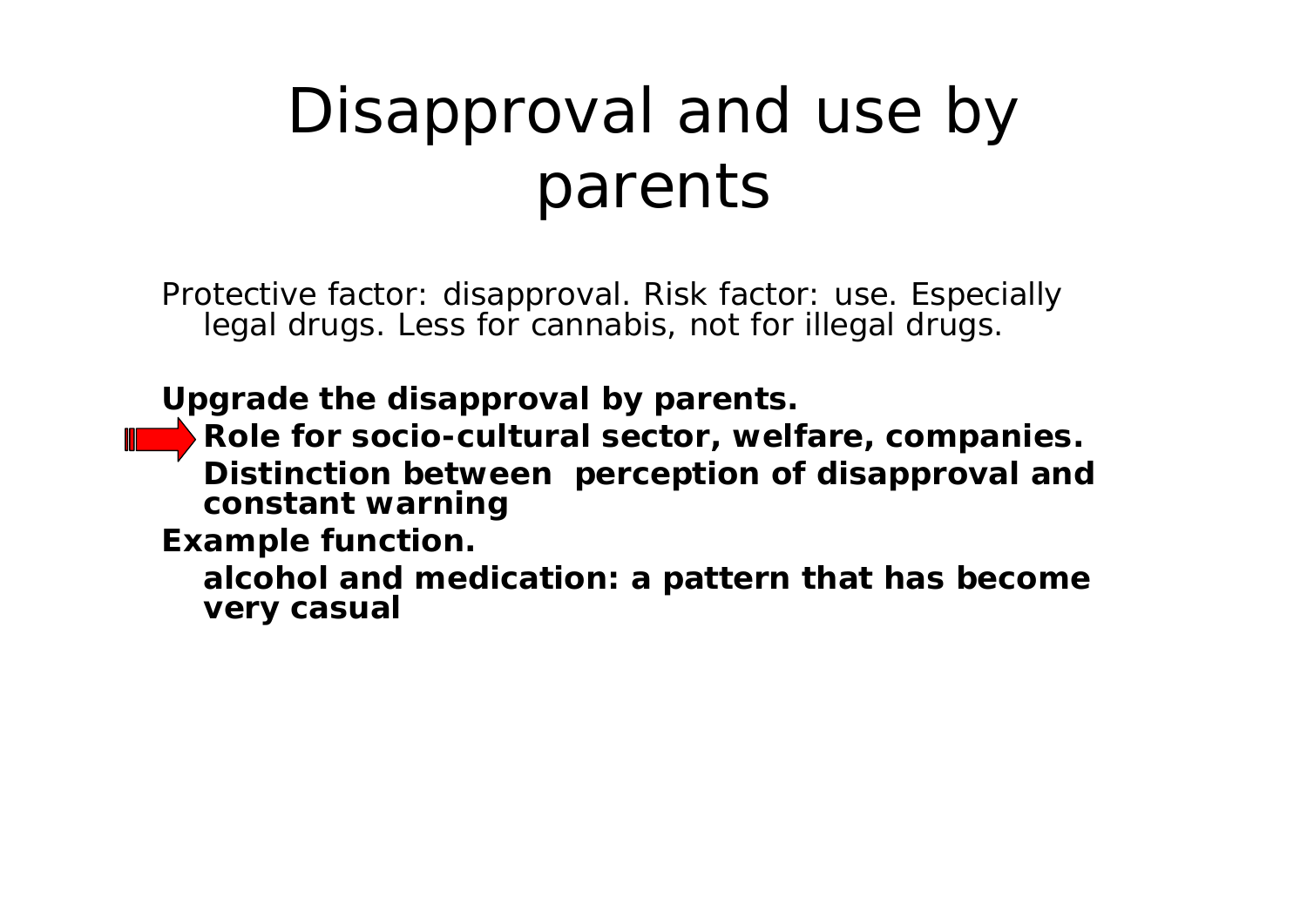# Disapproval and use by parents

Protective factor: disapproval. Risk factor: use. Especially legal drugs. Less for cannabis, not for illegal drugs.

**Upgrade the disapproval by parents.**

- **Role for socio-cultural sector, welfare, companies.**
- **Distinction between perception of disapproval and constant warning**

**Example function.**

- **alcohol and medication: a pattern that has become very casual**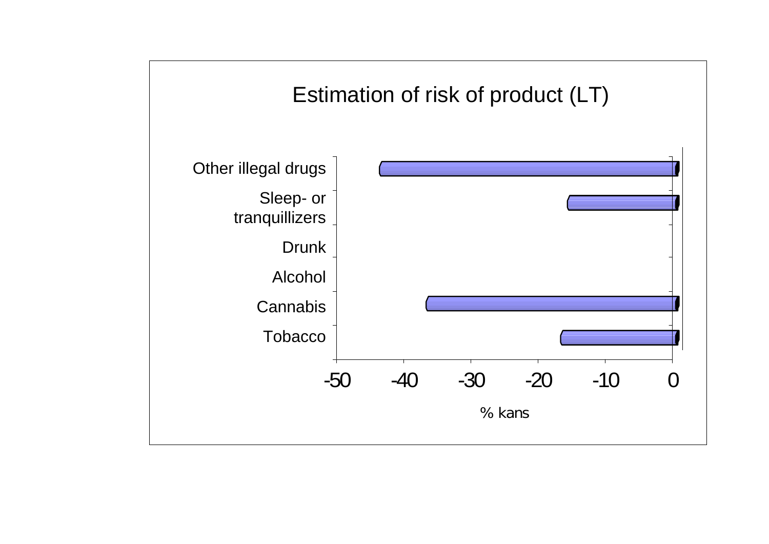## Estimation of risk of product (LT)

| Product | % kans (approx.) |
|---|---|
| Other illegal drugs | -43.5 |
| Sleep- or tranquillizers | -15.5 |
| Drunk | |
| Alcohol | |
| Cannabis | -36.5 |
| Tobacco | -16.5 |

% kans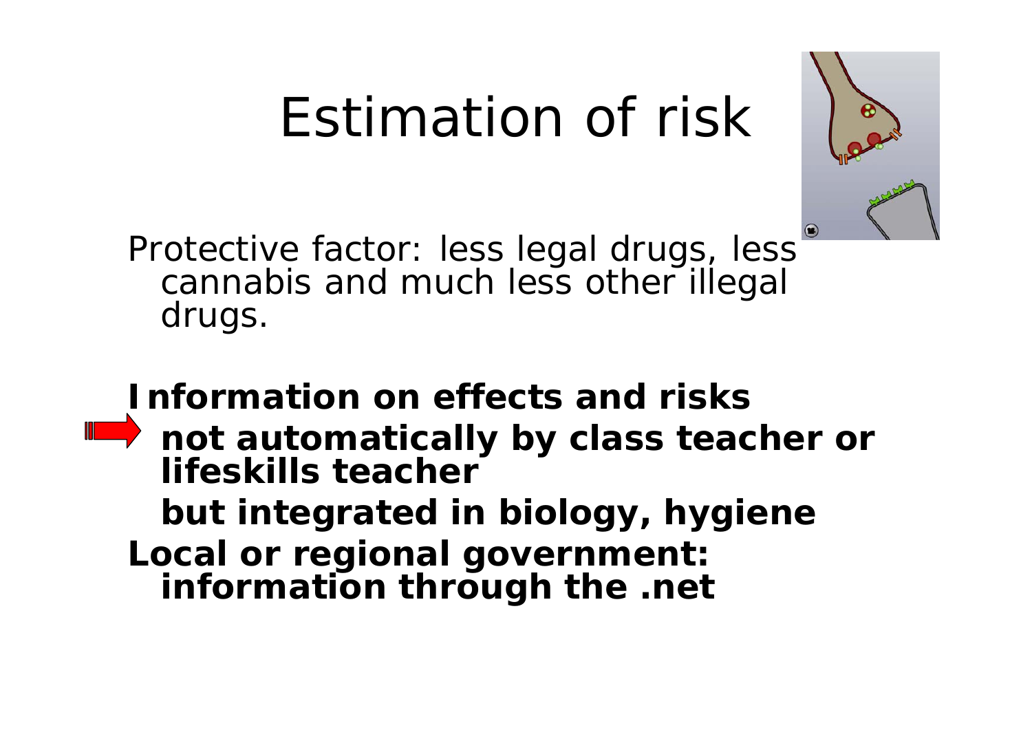# Estimation of risk

Protective factor: less legal drugs, less cannabis and much less other illegal drugs.

**Information on effects and risks**

- **not automatically by class teacher or lifeskills teacher**

  **but integrated in biology, hygiene**

**Local or regional government: information through the .net**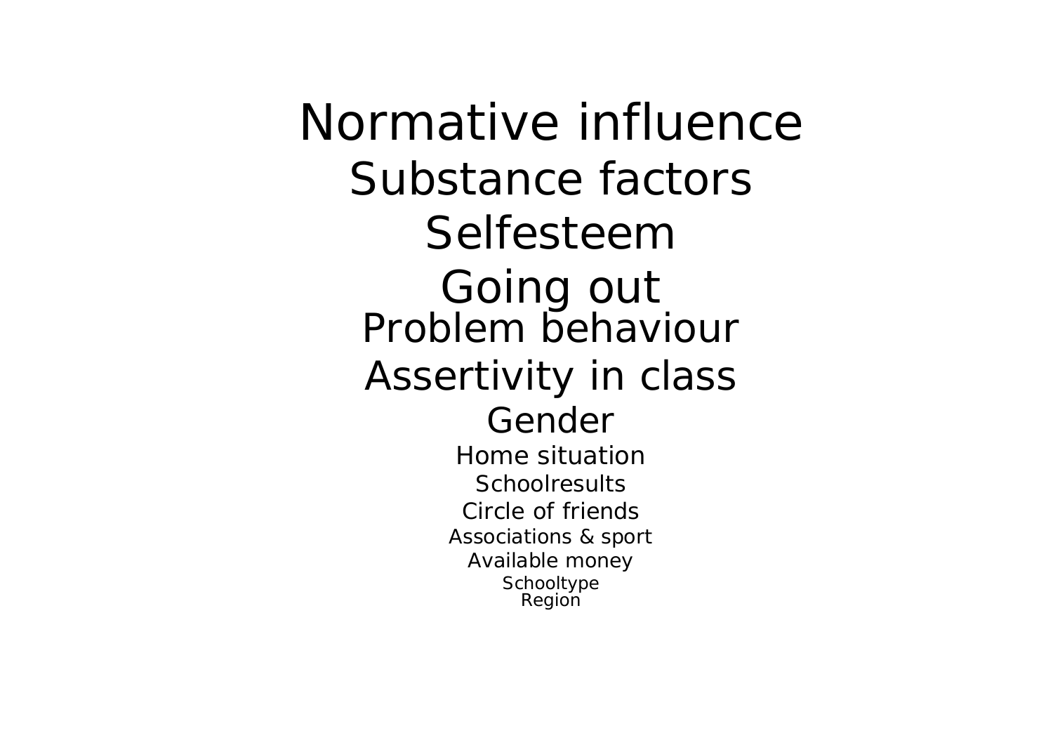Normative influence

Substance factors

Selfesteem

Going out

Problem behaviour

Assertivity in class

Gender

Home situation

Schoolresults

Circle of friends

Associations & sport

Available money

Schooltype

Region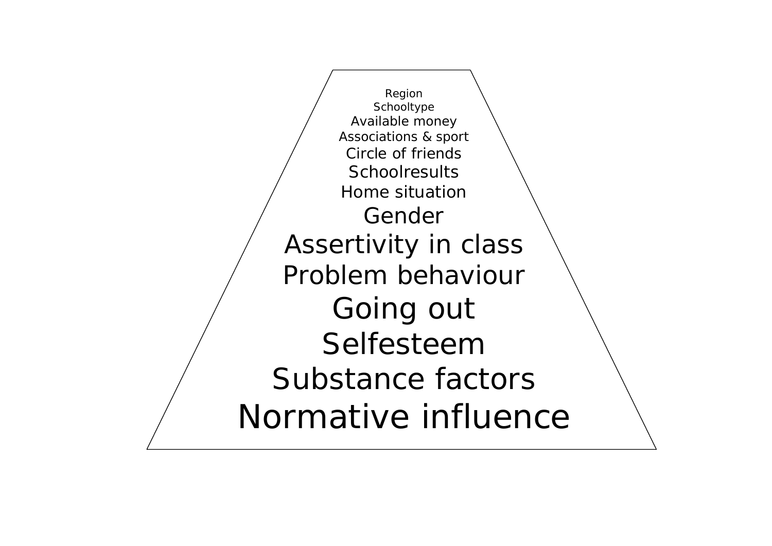Region

Schooltype

Available money

Associations & sport

Circle of friends

Schoolresults

Home situation

Gender

Assertivity in class

Problem behaviour

Going out

Selfesteem

Substance factors

Normative influence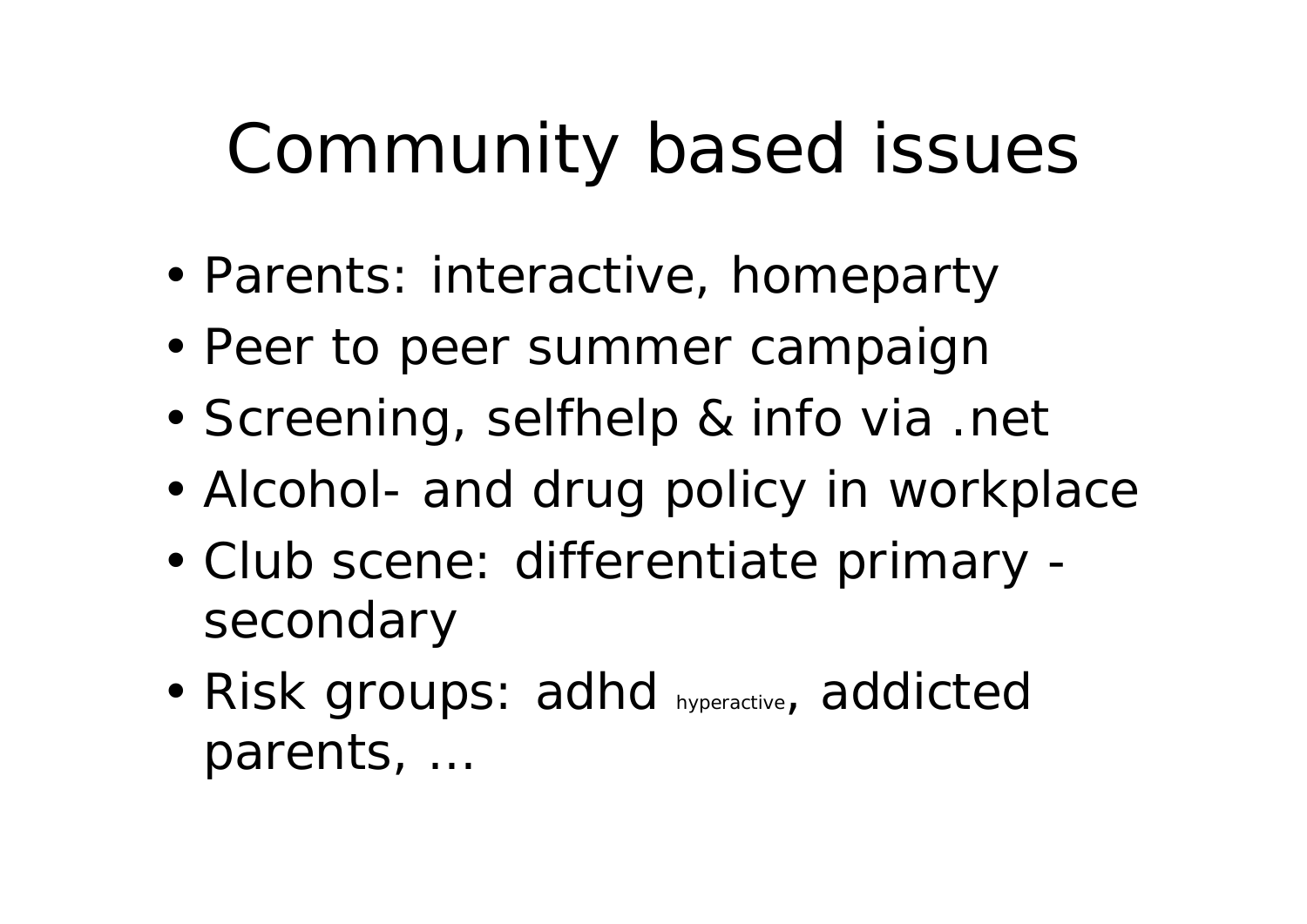# Community based issues

- Parents: interactive, homeparty
- Peer to peer summer campaign
- Screening, selfhelp & info via .net
- Alcohol- and drug policy in workplace
- Club scene: differentiate primary - secondary
- Risk groups: adhd hyperactive, addicted parents, …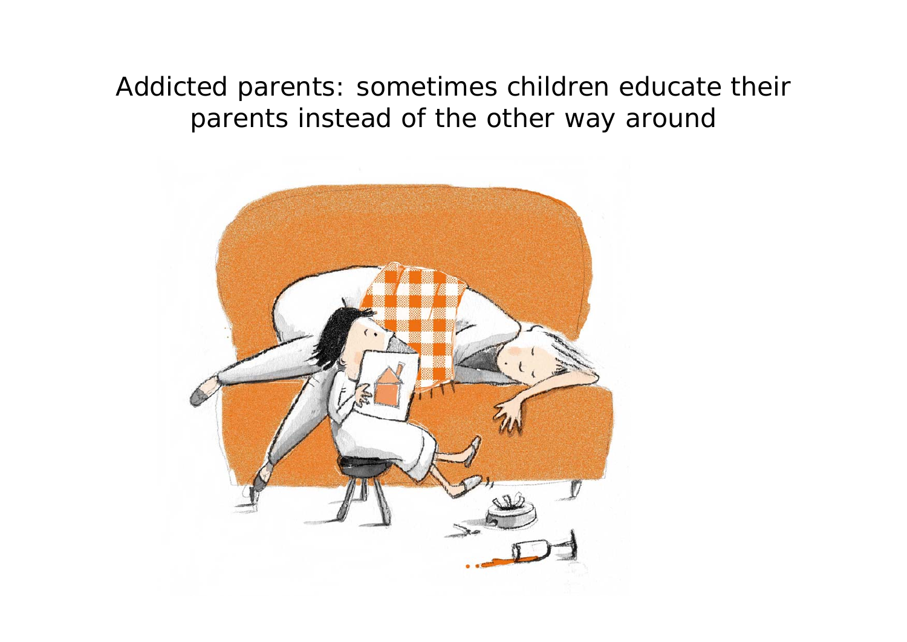Addicted parents: sometimes children educate their parents instead of the other way around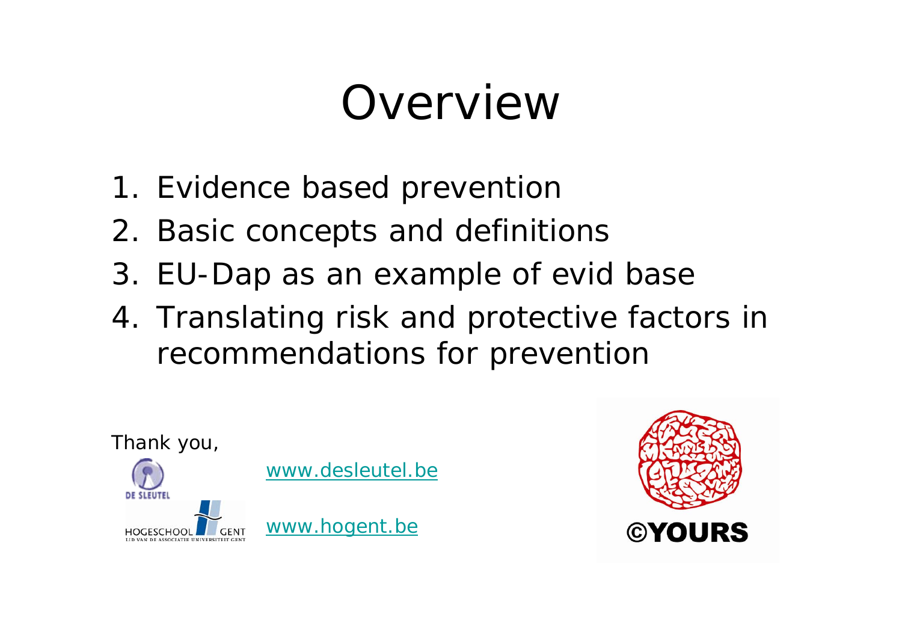# Overview

1. Evidence based prevention
2. Basic concepts and definitions
3. EU-Dap as an example of evid base
4. Translating risk and protective factors in recommendations for prevention

Thank you,

DE SLEUTEL

www.desleutel.be

HOGESCHOOL GENT
LID VAN DE ASSOCIATIE UNIVERSITEIT GENT

www.hogent.be

©YOURS